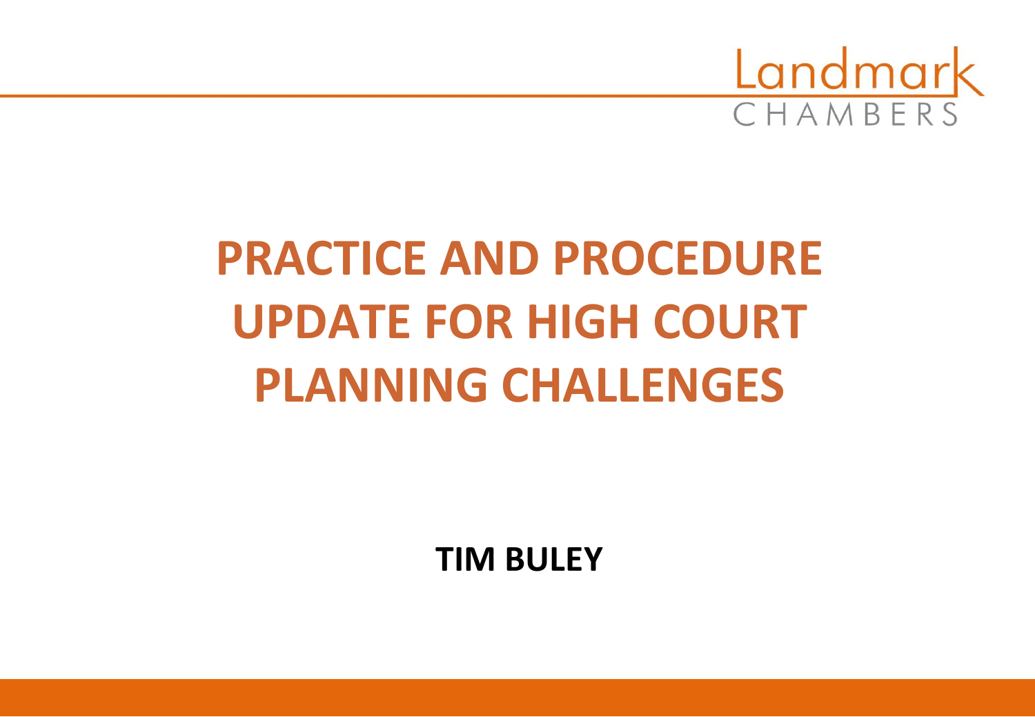Landmark CHAMBERS

# PRACTICE AND PROCEDURE UPDATE FOR HIGH COURT PLANNING CHALLENGES

**TIM BULEY**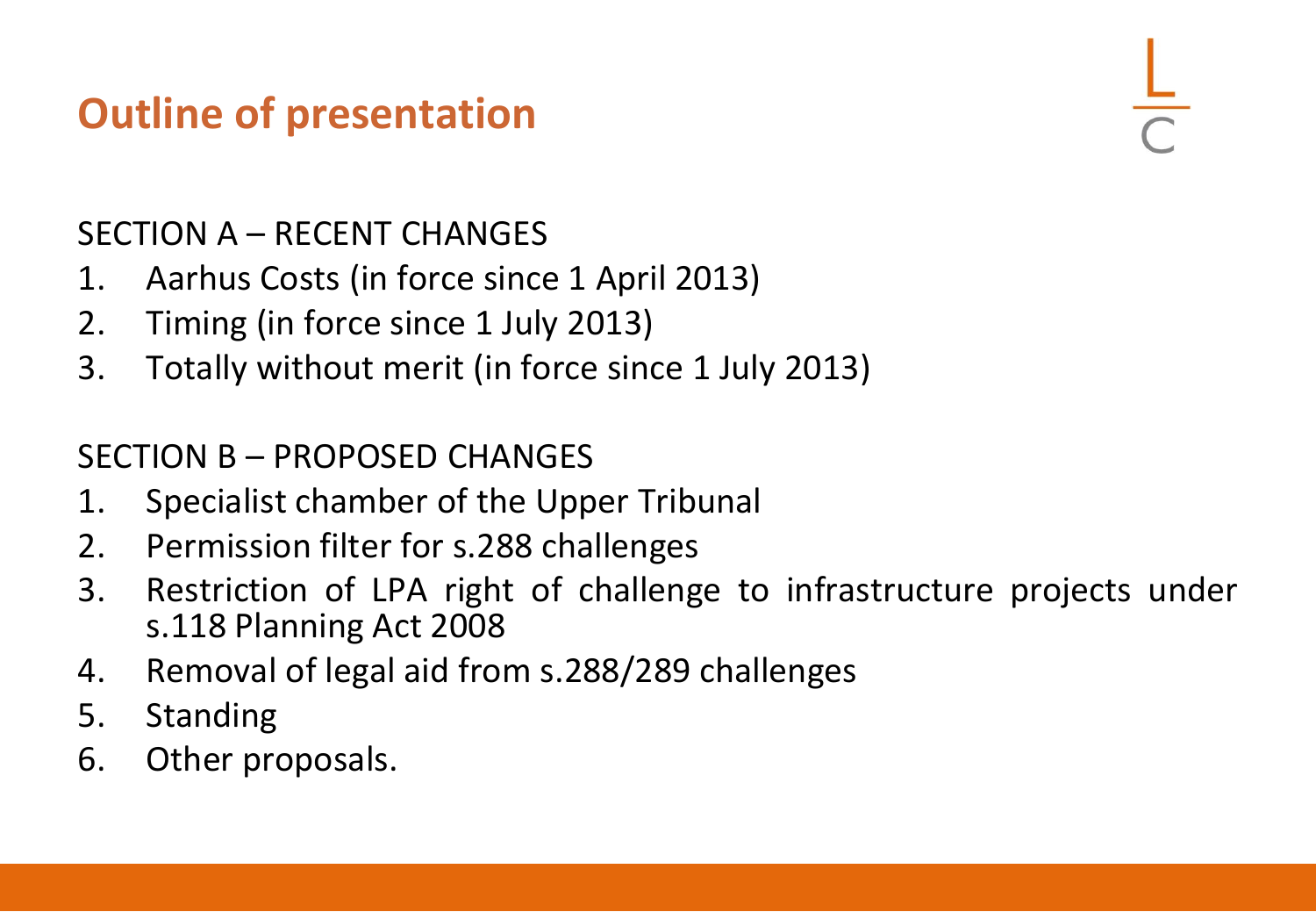# Outline of presentation

SECTION A – RECENT CHANGES

1. Aarhus Costs (in force since 1 April 2013)
2. Timing (in force since 1 July 2013)
3. Totally without merit (in force since 1 July 2013)

SECTION B – PROPOSED CHANGES

1. Specialist chamber of the Upper Tribunal
2. Permission filter for s.288 challenges
3. Restriction of LPA right of challenge to infrastructure projects under s.118 Planning Act 2008
4. Removal of legal aid from s.288/289 challenges
5. Standing
6. Other proposals.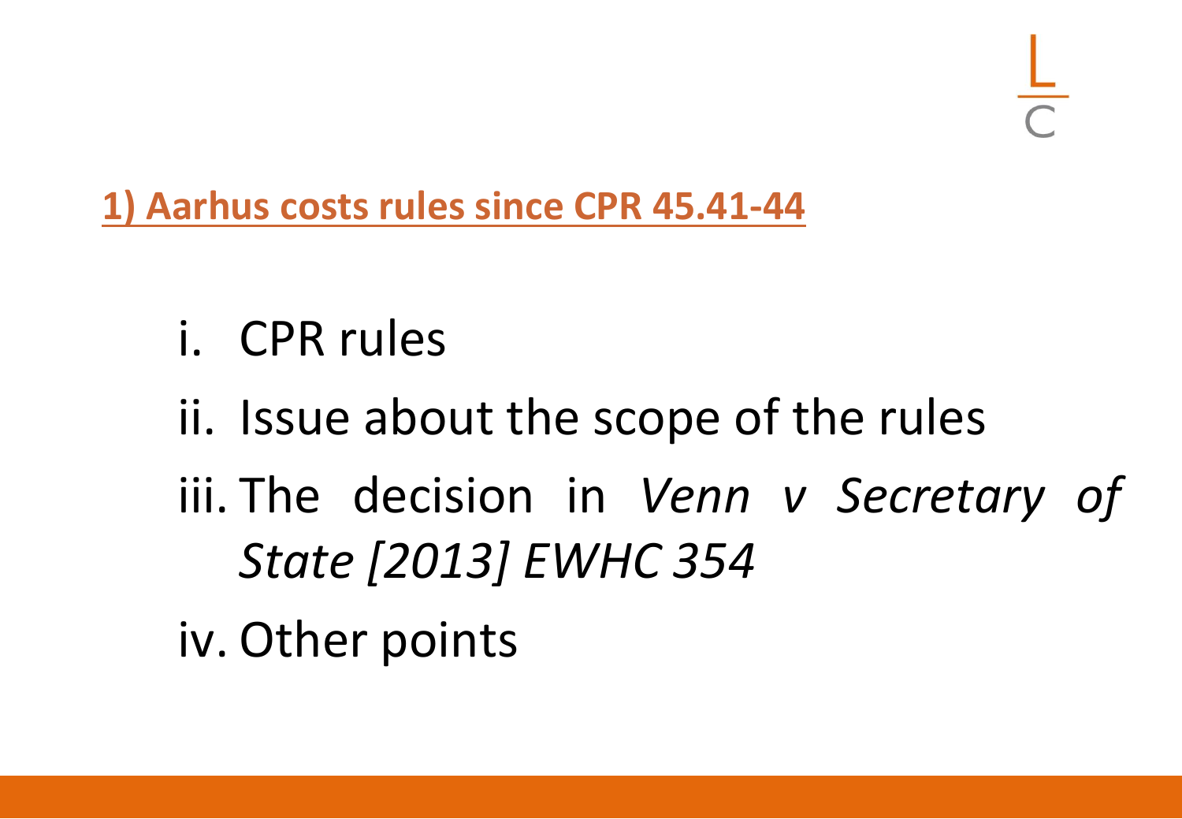## 1) Aarhus costs rules since CPR 45.41-44

i. CPR rules

ii. Issue about the scope of the rules

iii. The decision in *Venn v Secretary of State [2013] EWHC 354*

iv. Other points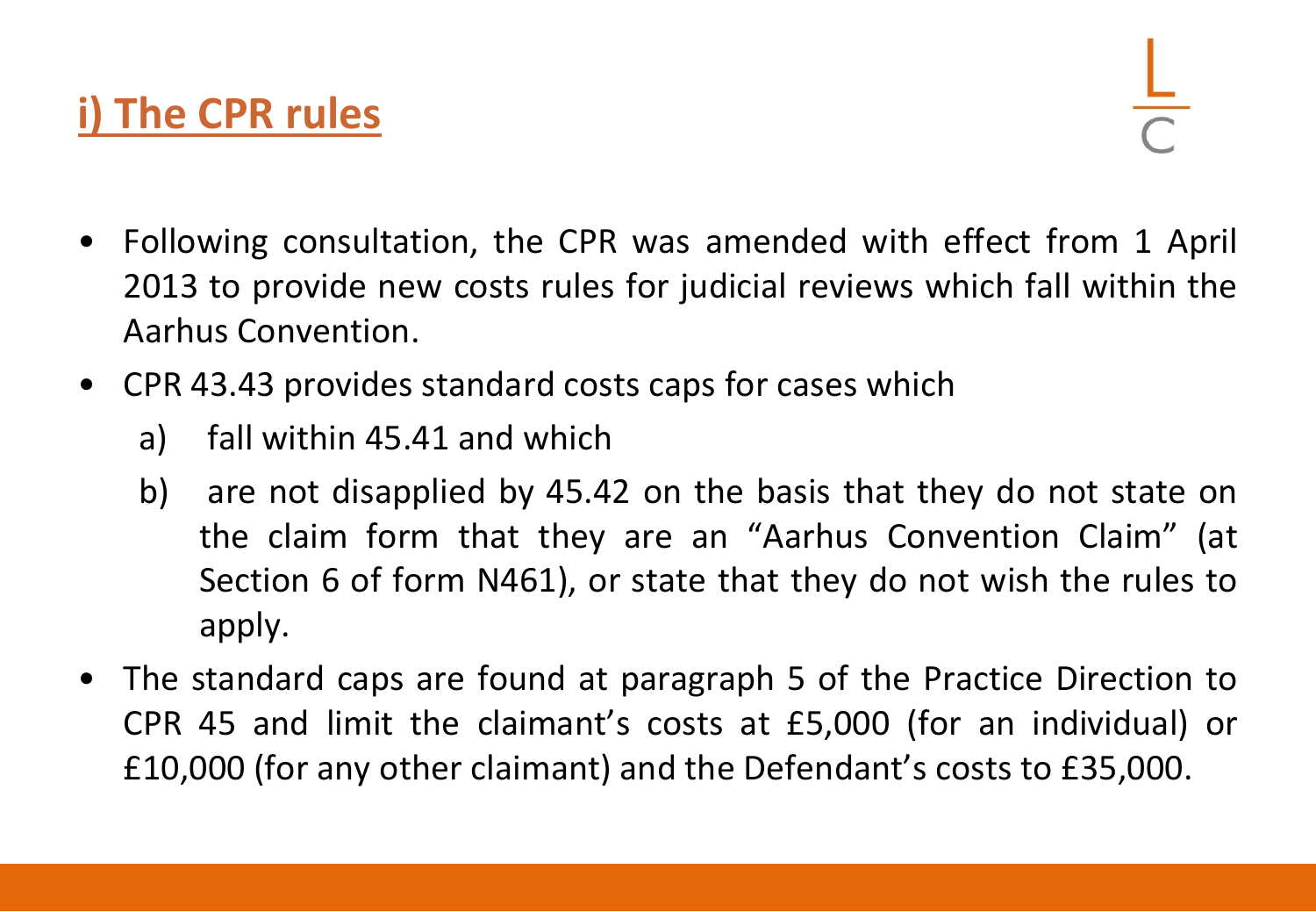## i) The CPR rules

- Following consultation, the CPR was amended with effect from 1 April 2013 to provide new costs rules for judicial reviews which fall within the Aarhus Convention.
- CPR 43.43 provides standard costs caps for cases which
  a) fall within 45.41 and which
  b) are not disapplied by 45.42 on the basis that they do not state on the claim form that they are an "Aarhus Convention Claim" (at Section 6 of form N461), or state that they do not wish the rules to apply.
- The standard caps are found at paragraph 5 of the Practice Direction to CPR 45 and limit the claimant's costs at £5,000 (for an individual) or £10,000 (for any other claimant) and the Defendant's costs to £35,000.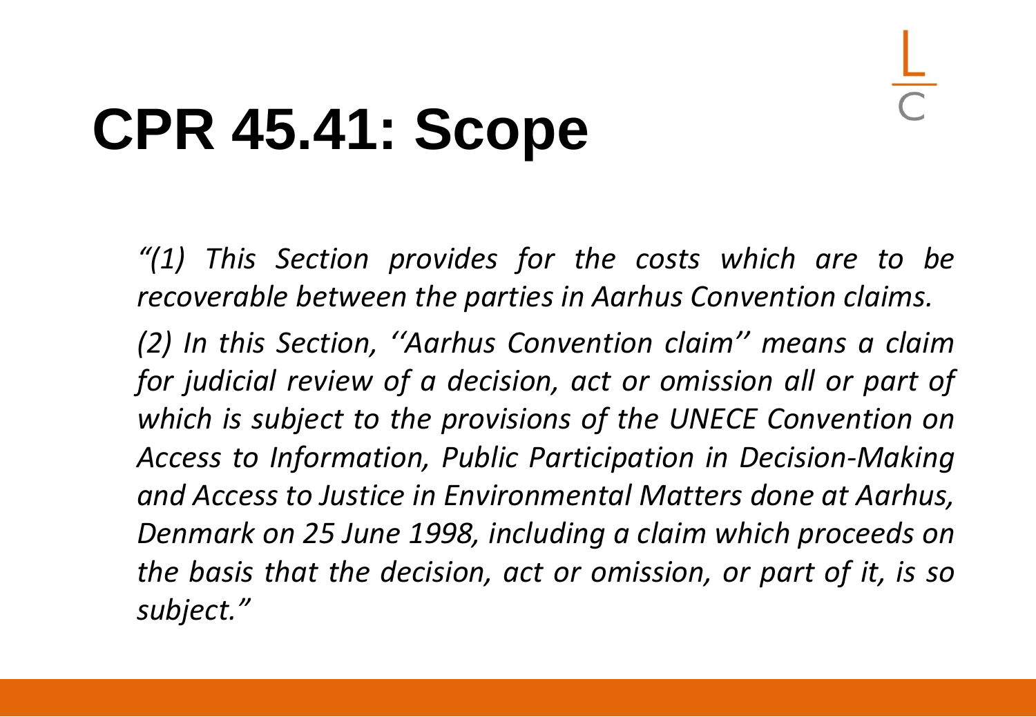# CPR 45.41: Scope

*"(1) This Section provides for the costs which are to be recoverable between the parties in Aarhus Convention claims.*

*(2) In this Section, ''Aarhus Convention claim'' means a claim for judicial review of a decision, act or omission all or part of which is subject to the provisions of the UNECE Convention on Access to Information, Public Participation in Decision-Making and Access to Justice in Environmental Matters done at Aarhus, Denmark on 25 June 1998, including a claim which proceeds on the basis that the decision, act or omission, or part of it, is so subject."*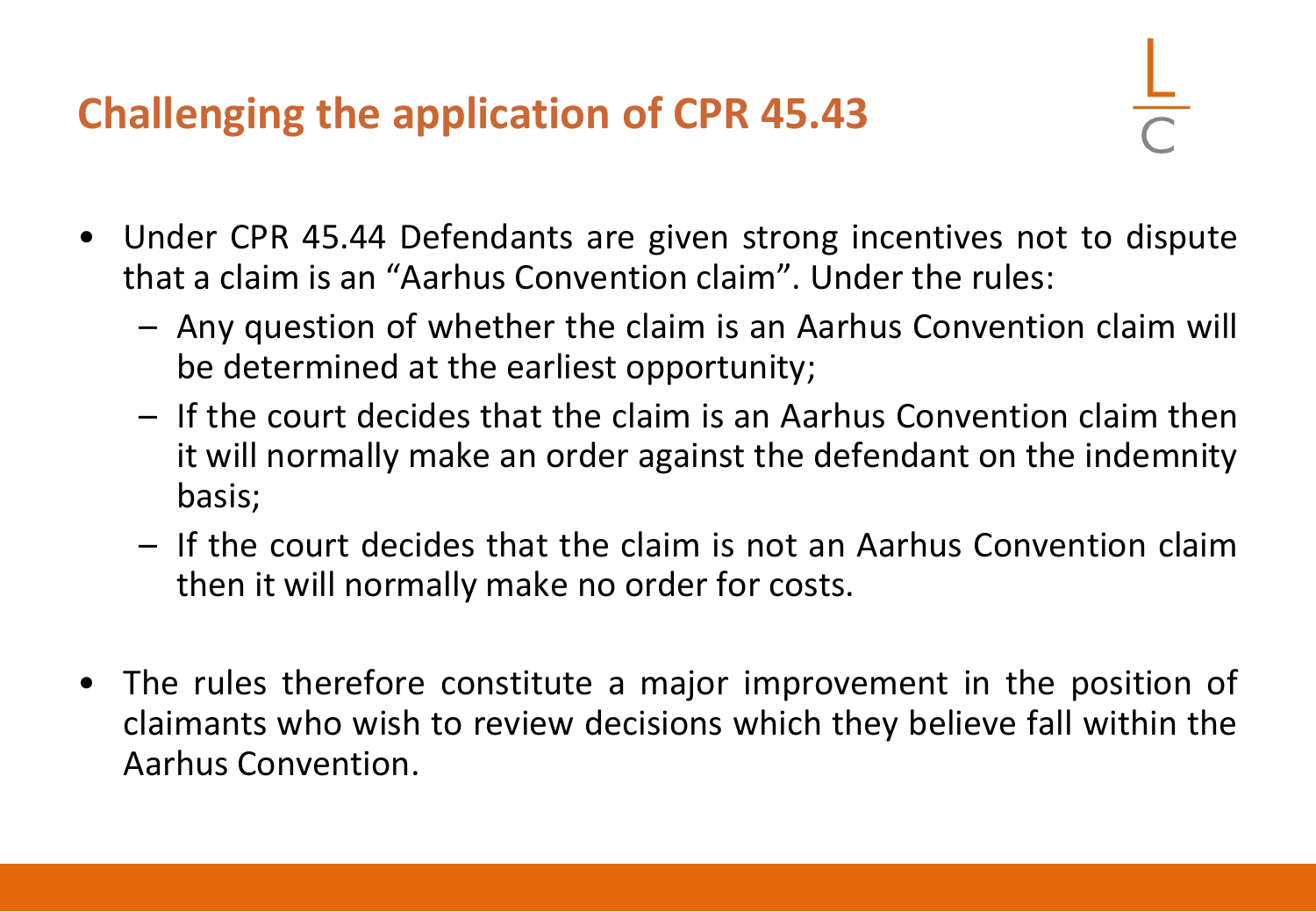## Challenging the application of CPR 45.43

- Under CPR 45.44 Defendants are given strong incentives not to dispute that a claim is an "Aarhus Convention claim". Under the rules:
  - Any question of whether the claim is an Aarhus Convention claim will be determined at the earliest opportunity;
  - If the court decides that the claim is an Aarhus Convention claim then it will normally make an order against the defendant on the indemnity basis;
  - If the court decides that the claim is not an Aarhus Convention claim then it will normally make no order for costs.

- The rules therefore constitute a major improvement in the position of claimants who wish to review decisions which they believe fall within the Aarhus Convention.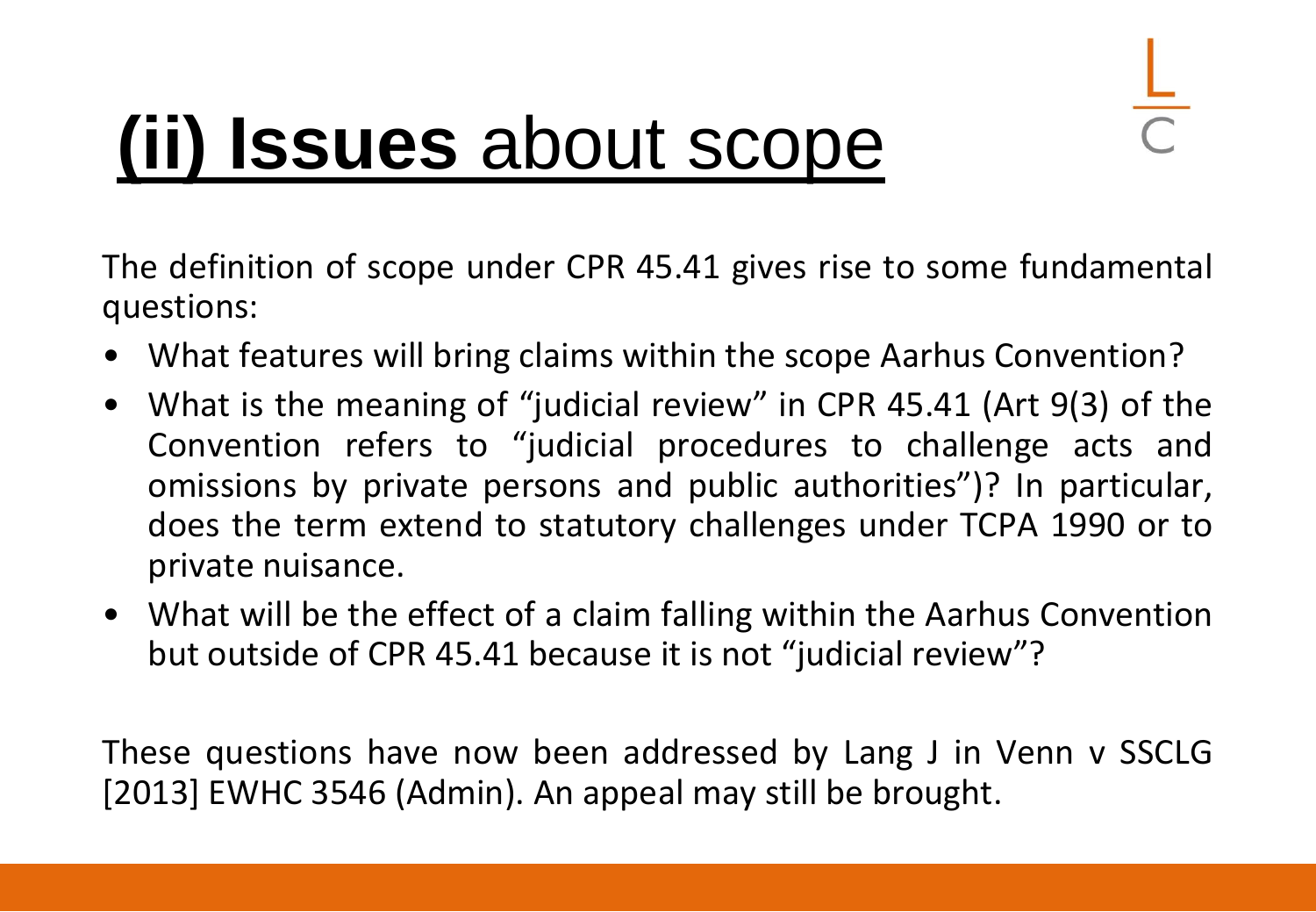# (ii) Issues about scope

The definition of scope under CPR 45.41 gives rise to some fundamental questions:

- What features will bring claims within the scope Aarhus Convention?
- What is the meaning of "judicial review" in CPR 45.41 (Art 9(3) of the Convention refers to "judicial procedures to challenge acts and omissions by private persons and public authorities")? In particular, does the term extend to statutory challenges under TCPA 1990 or to private nuisance.
- What will be the effect of a claim falling within the Aarhus Convention but outside of CPR 45.41 because it is not "judicial review"?

These questions have now been addressed by Lang J in Venn v SSCLG [2013] EWHC 3546 (Admin). An appeal may still be brought.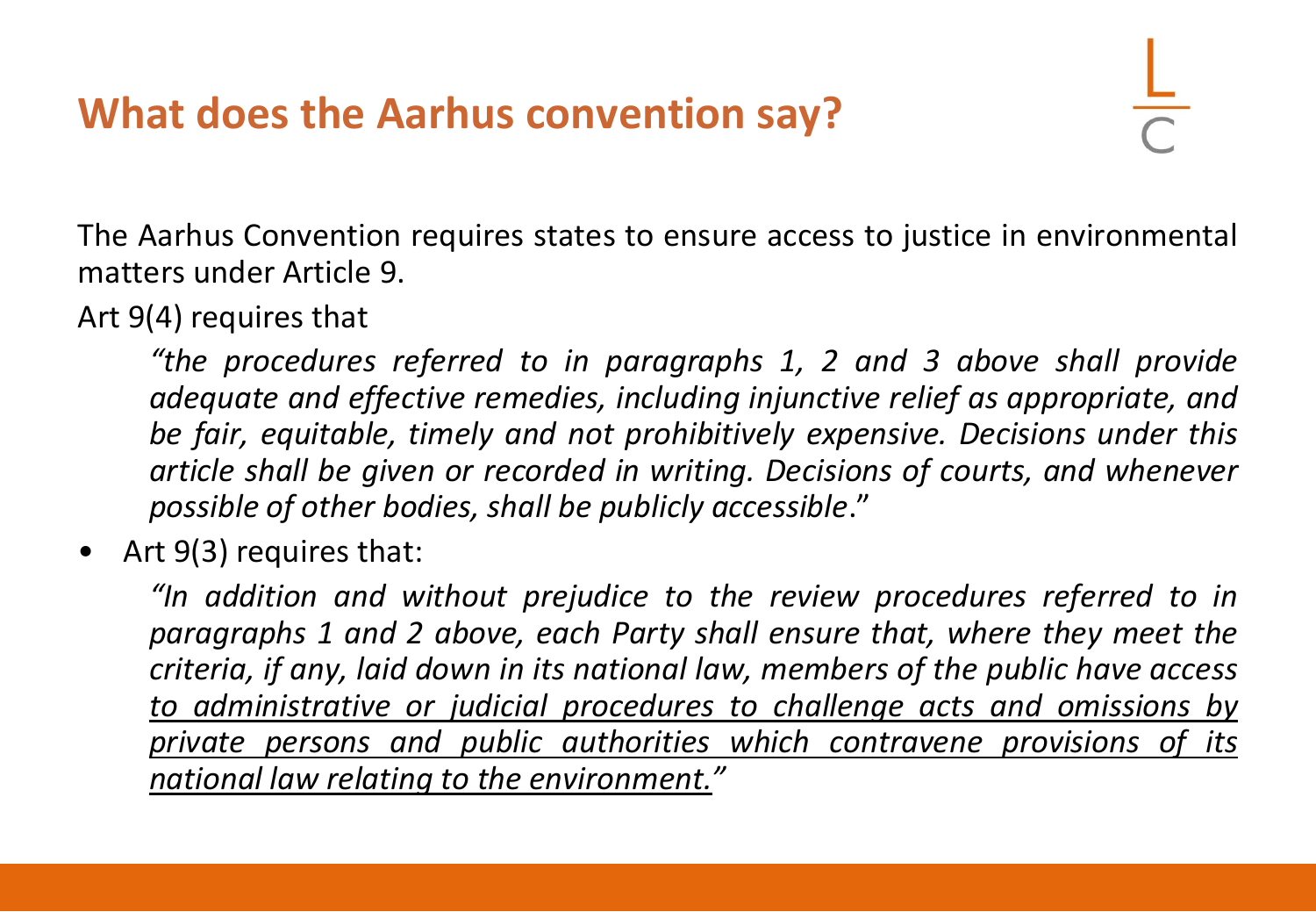# What does the Aarhus convention say?

The Aarhus Convention requires states to ensure access to justice in environmental matters under Article 9.

Art 9(4) requires that

> *"the procedures referred to in paragraphs 1, 2 and 3 above shall provide adequate and effective remedies, including injunctive relief as appropriate, and be fair, equitable, timely and not prohibitively expensive. Decisions under this article shall be given or recorded in writing. Decisions of courts, and whenever possible of other bodies, shall be publicly accessible*."

- Art 9(3) requires that:

> *"In addition and without prejudice to the review procedures referred to in paragraphs 1 and 2 above, each Party shall ensure that, where they meet the criteria, if any, laid down in its national law, members of the public have access <u>to administrative or judicial procedures to challenge acts and omissions by private persons and public authorities which contravene provisions of its national law relating to the environment."</u>*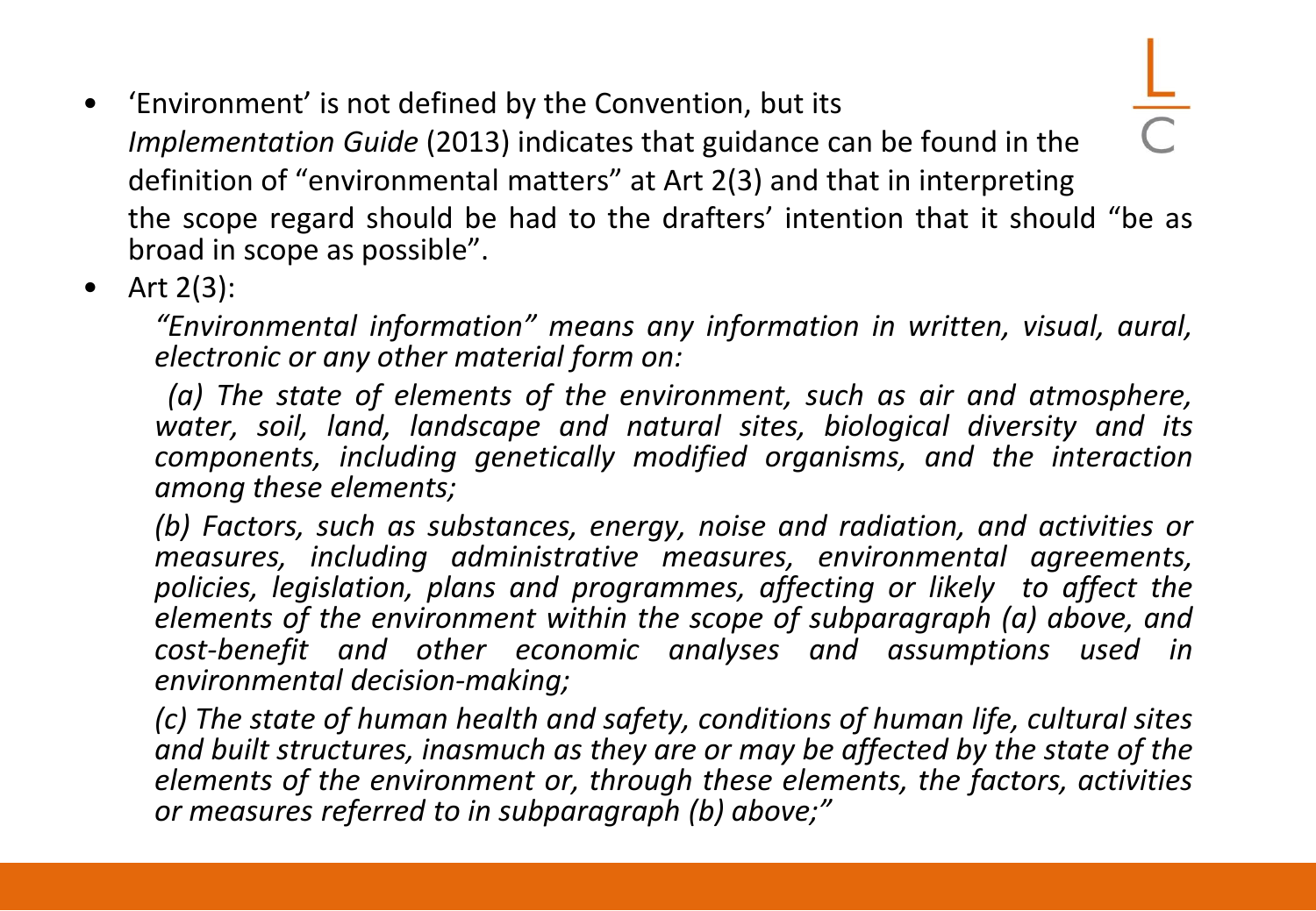- 'Environment' is not defined by the Convention, but its *Implementation Guide* (2013) indicates that guidance can be found in the definition of "environmental matters" at Art 2(3) and that in interpreting the scope regard should be had to the drafters' intention that it should "be as broad in scope as possible".
- Art 2(3):

  *"Environmental information" means any information in written, visual, aural, electronic or any other material form on:*

  *(a) The state of elements of the environment, such as air and atmosphere, water, soil, land, landscape and natural sites, biological diversity and its components, including genetically modified organisms, and the interaction among these elements;*

  *(b) Factors, such as substances, energy, noise and radiation, and activities or measures, including administrative measures, environmental agreements, policies, legislation, plans and programmes, affecting or likely to affect the elements of the environment within the scope of subparagraph (a) above, and cost-benefit and other economic analyses and assumptions used in environmental decision-making;*

  *(c) The state of human health and safety, conditions of human life, cultural sites and built structures, inasmuch as they are or may be affected by the state of the elements of the environment or, through these elements, the factors, activities or measures referred to in subparagraph (b) above;"*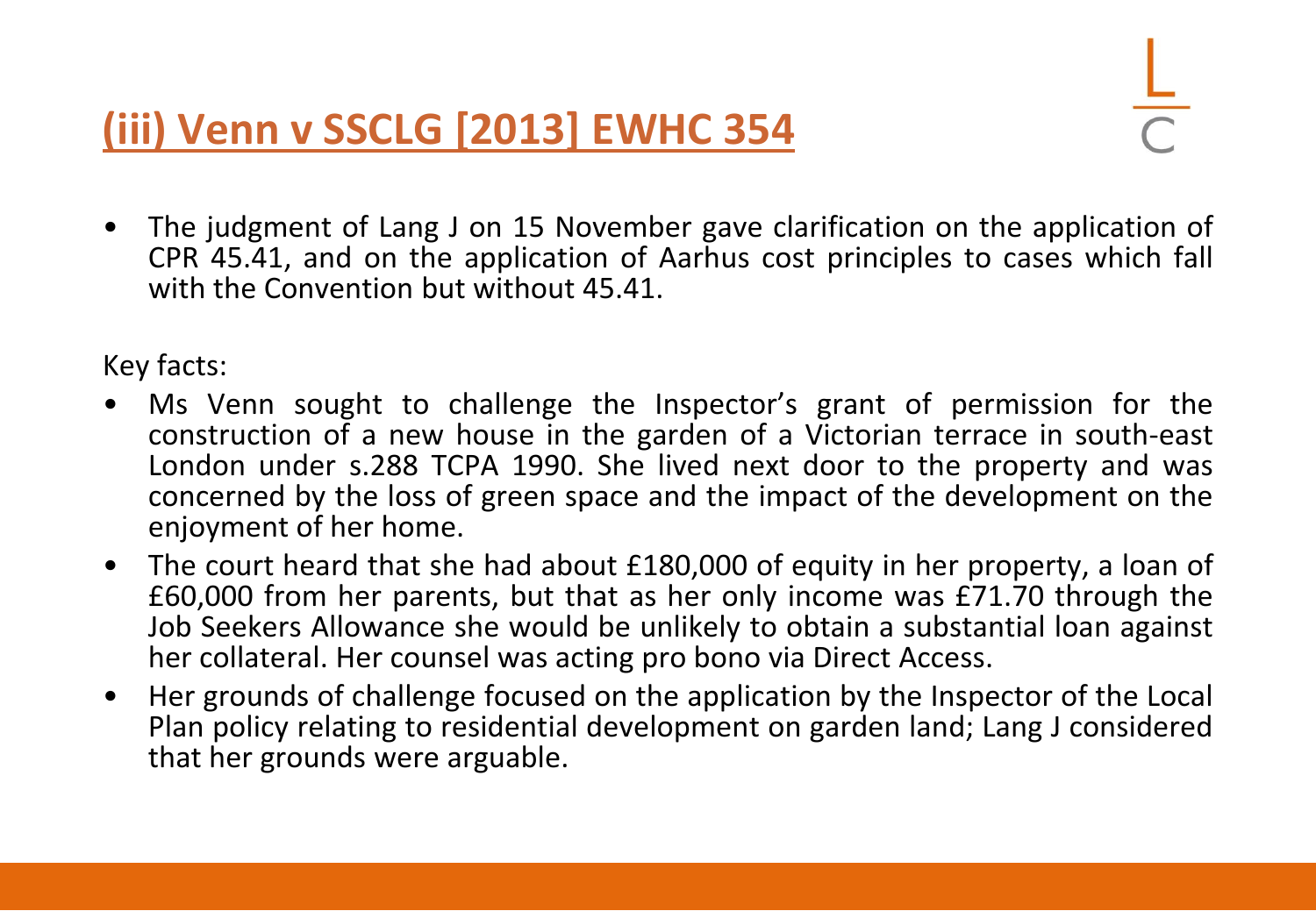# (iii) Venn v SSCLG [2013] EWHC 354

- The judgment of Lang J on 15 November gave clarification on the application of CPR 45.41, and on the application of Aarhus cost principles to cases which fall with the Convention but without 45.41.

Key facts:

- Ms Venn sought to challenge the Inspector's grant of permission for the construction of a new house in the garden of a Victorian terrace in south-east London under s.288 TCPA 1990. She lived next door to the property and was concerned by the loss of green space and the impact of the development on the enjoyment of her home.
- The court heard that she had about £180,000 of equity in her property, a loan of £60,000 from her parents, but that as her only income was £71.70 through the Job Seekers Allowance she would be unlikely to obtain a substantial loan against her collateral. Her counsel was acting pro bono via Direct Access.
- Her grounds of challenge focused on the application by the Inspector of the Local Plan policy relating to residential development on garden land; Lang J considered that her grounds were arguable.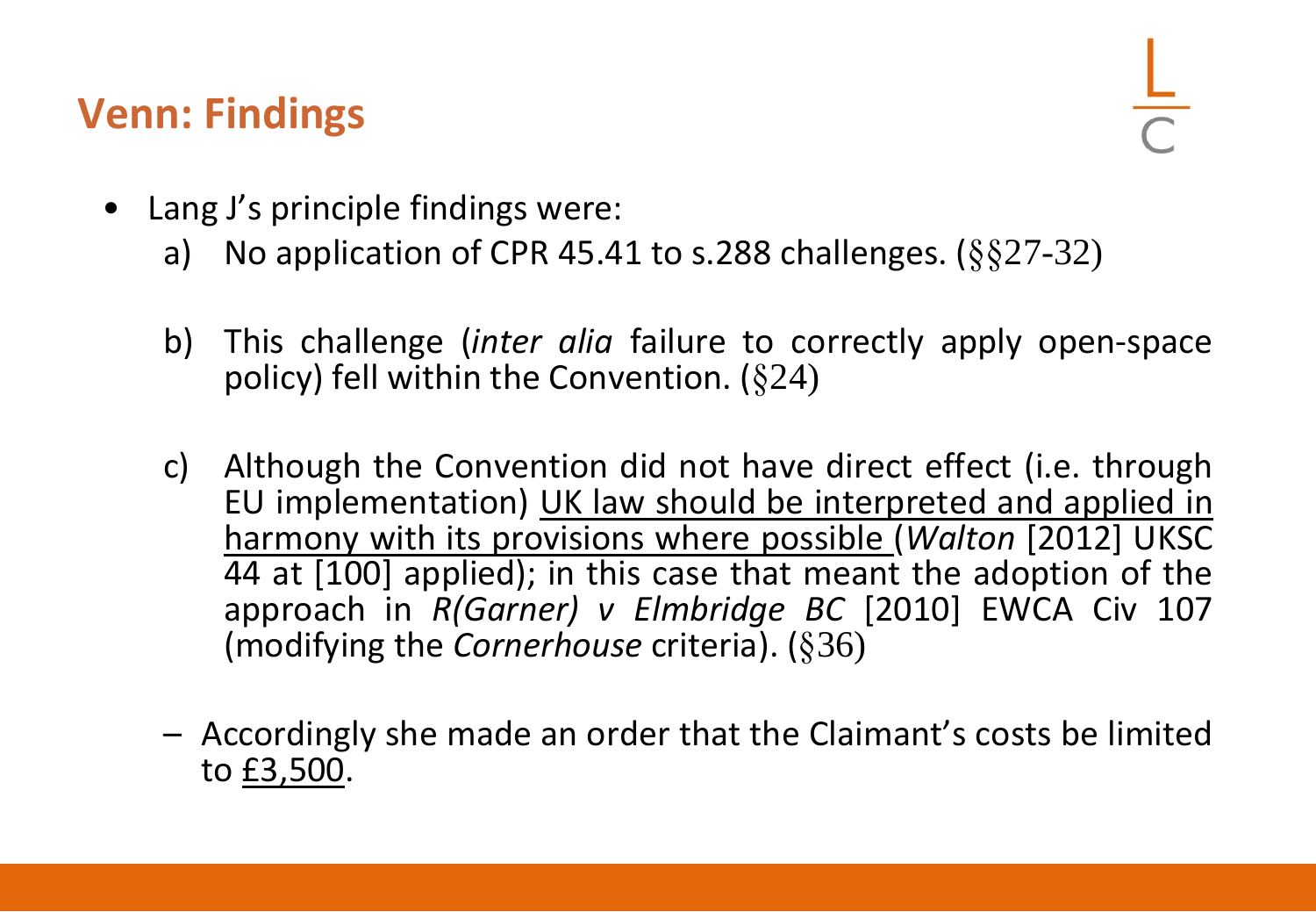## Venn: Findings

- Lang J's principle findings were:
  a) No application of CPR 45.41 to s.288 challenges. (§§27-32)

  b) This challenge (*inter alia* failure to correctly apply open-space policy) fell within the Convention. (§24)

  c) Although the Convention did not have direct effect (i.e. through EU implementation) UK law should be interpreted and applied in harmony with its provisions where possible (*Walton* [2012] UKSC 44 at [100] applied); in this case that meant the adoption of the approach in *R(Garner) v Elmbridge BC* [2010] EWCA Civ 107 (modifying the *Cornerhouse* criteria). (§36)

  – Accordingly she made an order that the Claimant's costs be limited to £3,500.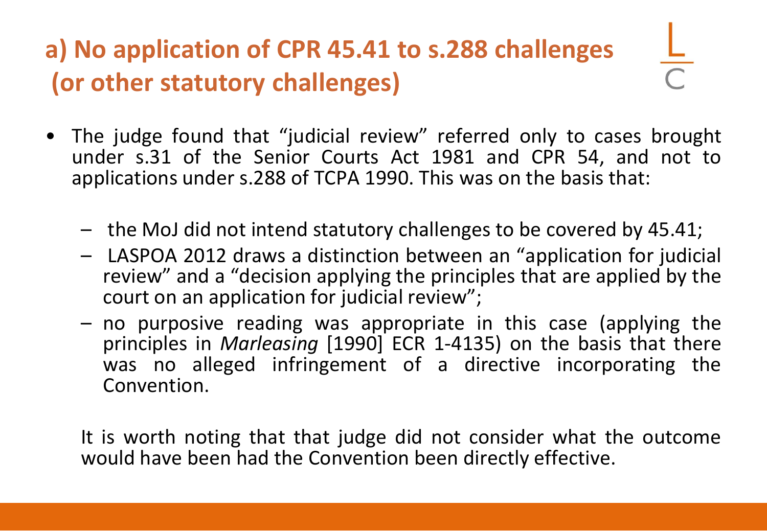## a) No application of CPR 45.41 to s.288 challenges (or other statutory challenges)

- The judge found that "judicial review" referred only to cases brought under s.31 of the Senior Courts Act 1981 and CPR 54, and not to applications under s.288 of TCPA 1990. This was on the basis that:
  - the MoJ did not intend statutory challenges to be covered by 45.41;
  - LASPOA 2012 draws a distinction between an "application for judicial review" and a "decision applying the principles that are applied by the court on an application for judicial review";
  - no purposive reading was appropriate in this case (applying the principles in *Marleasing* [1990] ECR 1-4135) on the basis that there was no alleged infringement of a directive incorporating the Convention.

It is worth noting that that judge did not consider what the outcome would have been had the Convention been directly effective.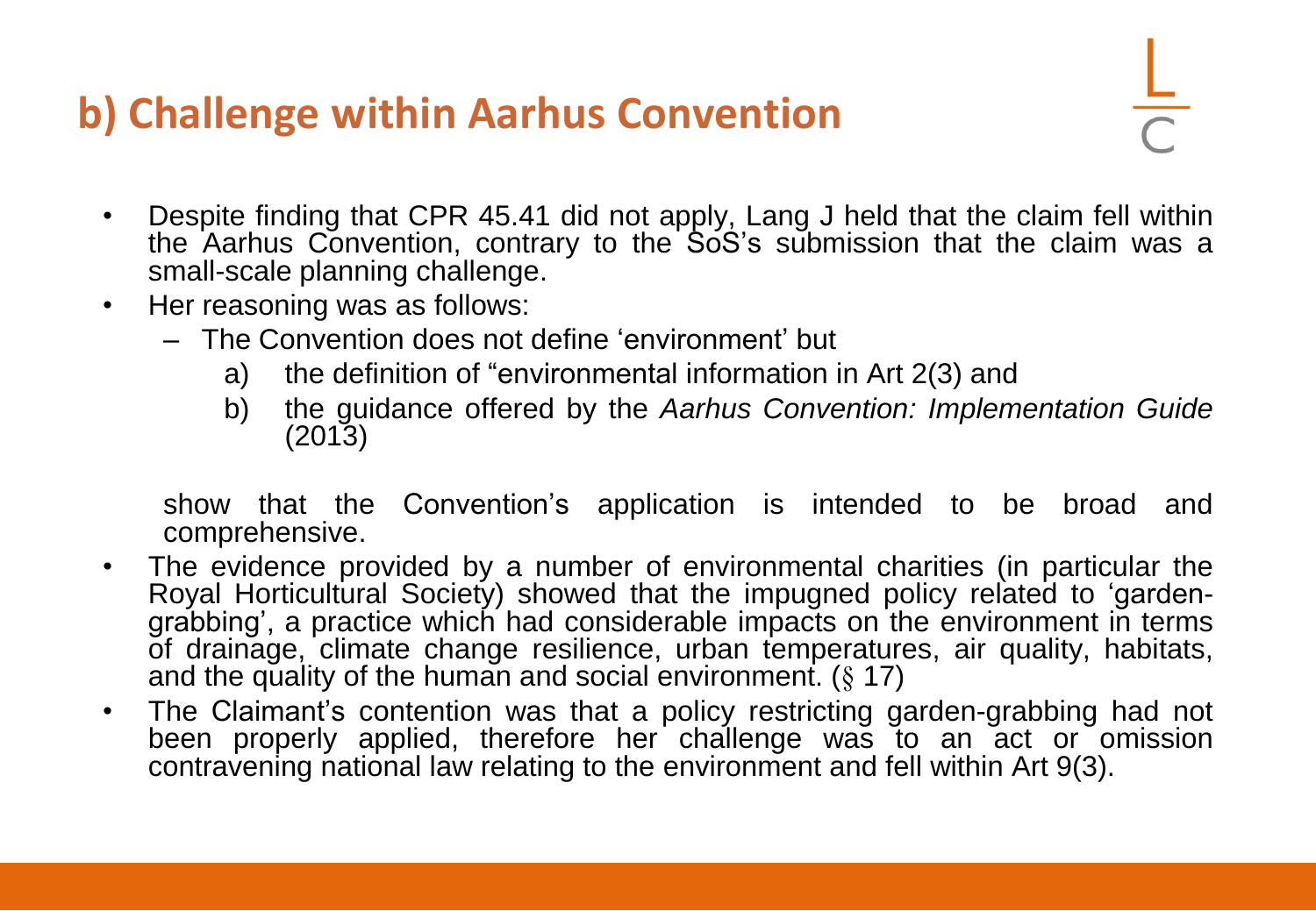## b) Challenge within Aarhus Convention

- Despite finding that CPR 45.41 did not apply, Lang J held that the claim fell within the Aarhus Convention, contrary to the SoS's submission that the claim was a small-scale planning challenge.
- Her reasoning was as follows:
  - The Convention does not define 'environment' but
    a) the definition of "environmental information in Art 2(3) and
    b) the guidance offered by the *Aarhus Convention: Implementation Guide* (2013)

  show that the Convention's application is intended to be broad and comprehensive.
- The evidence provided by a number of environmental charities (in particular the Royal Horticultural Society) showed that the impugned policy related to 'garden-grabbing', a practice which had considerable impacts on the environment in terms of drainage, climate change resilience, urban temperatures, air quality, habitats, and the quality of the human and social environment. (§ 17)
- The Claimant's contention was that a policy restricting garden-grabbing had not been properly applied, therefore her challenge was to an act or omission contravening national law relating to the environment and fell within Art 9(3).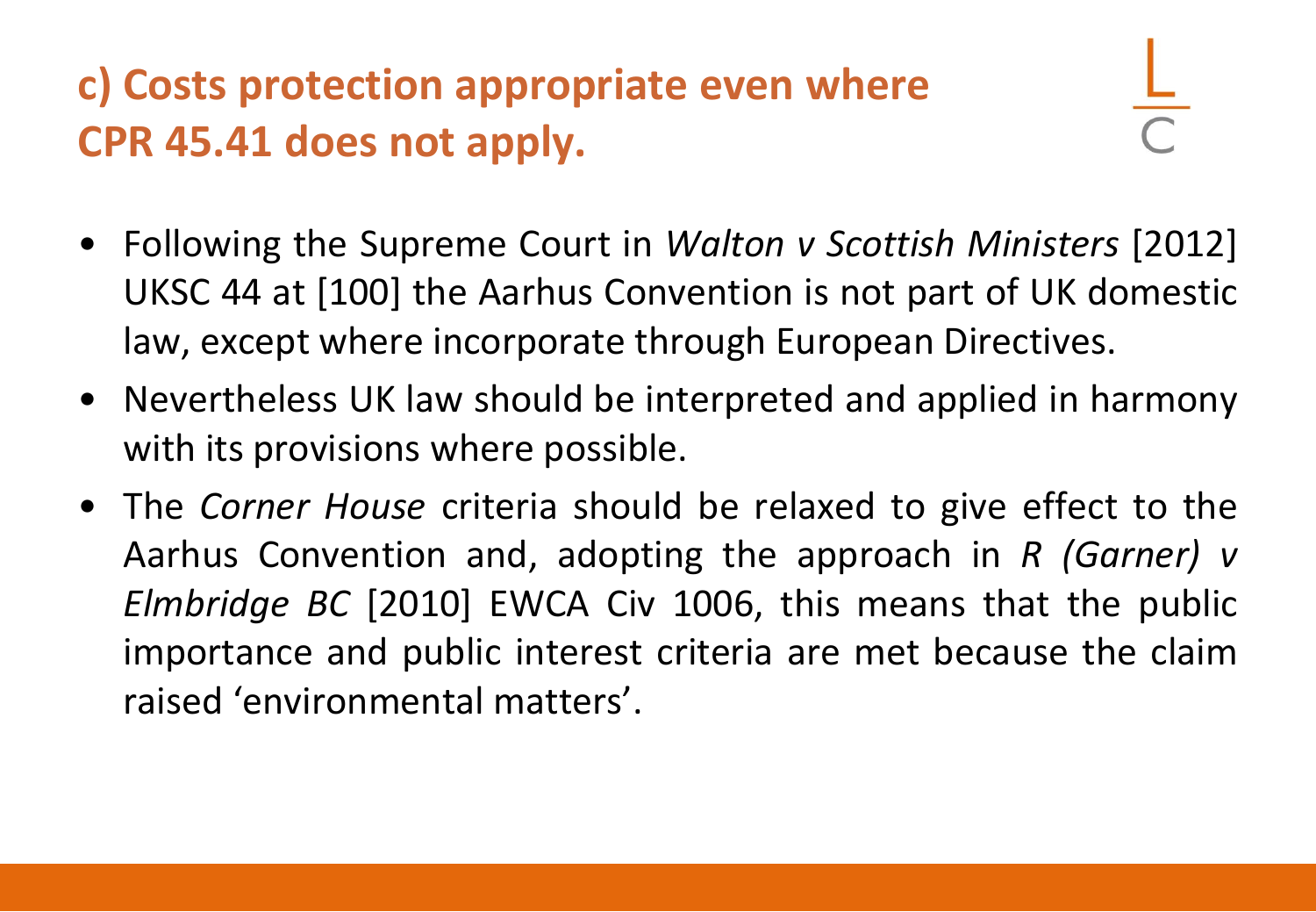## c) Costs protection appropriate even where CPR 45.41 does not apply.

- Following the Supreme Court in *Walton v Scottish Ministers* [2012] UKSC 44 at [100] the Aarhus Convention is not part of UK domestic law, except where incorporate through European Directives.
- Nevertheless UK law should be interpreted and applied in harmony with its provisions where possible.
- The *Corner House* criteria should be relaxed to give effect to the Aarhus Convention and, adopting the approach in *R (Garner) v Elmbridge BC* [2010] EWCA Civ 1006, this means that the public importance and public interest criteria are met because the claim raised 'environmental matters'.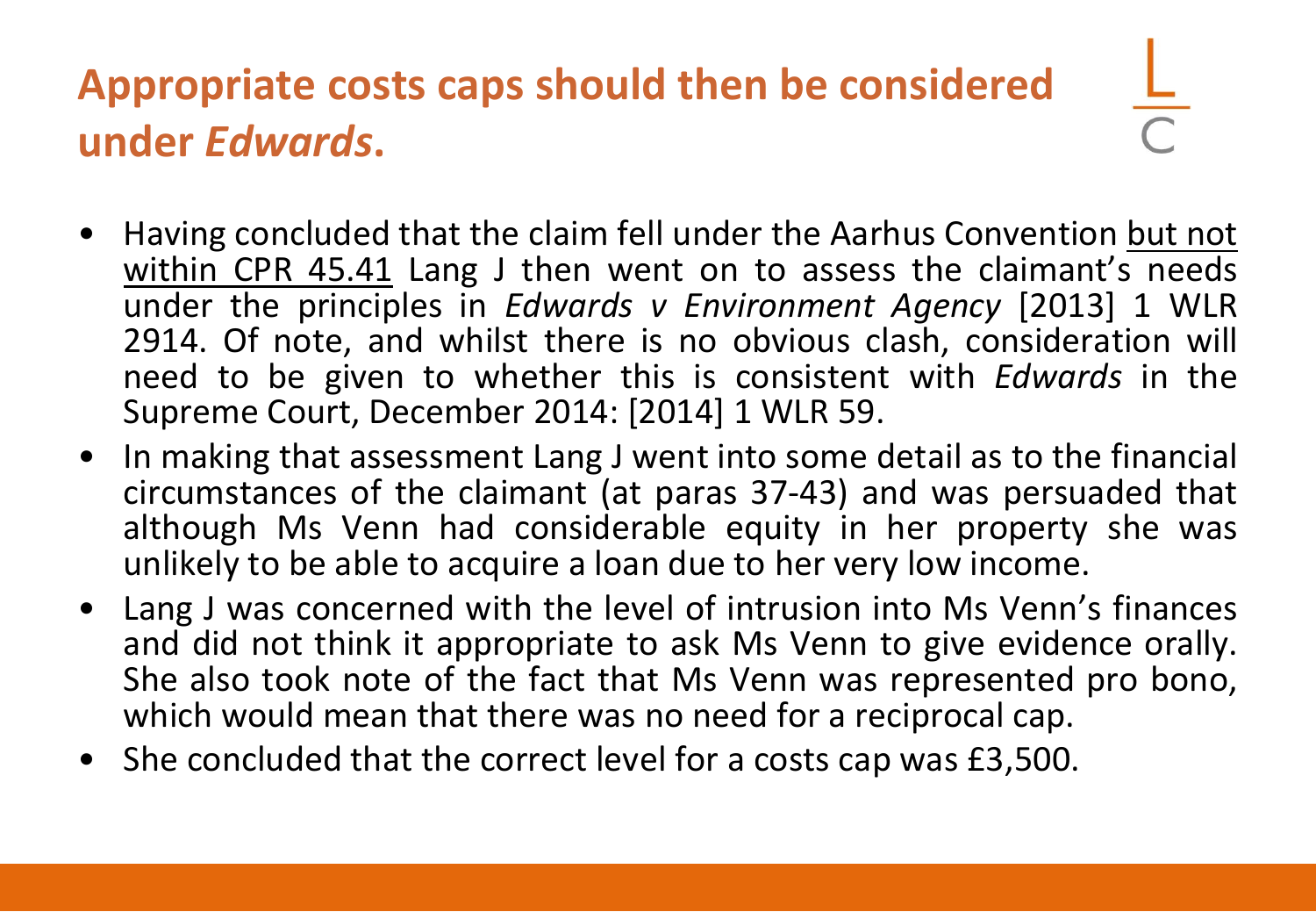# Appropriate costs caps should then be considered under *Edwards*.

- Having concluded that the claim fell under the Aarhus Convention <u>but not within CPR 45.41</u> Lang J then went on to assess the claimant's needs under the principles in *Edwards v Environment Agency* [2013] 1 WLR 2914. Of note, and whilst there is no obvious clash, consideration will need to be given to whether this is consistent with *Edwards* in the Supreme Court, December 2014: [2014] 1 WLR 59.
- In making that assessment Lang J went into some detail as to the financial circumstances of the claimant (at paras 37-43) and was persuaded that although Ms Venn had considerable equity in her property she was unlikely to be able to acquire a loan due to her very low income.
- Lang J was concerned with the level of intrusion into Ms Venn's finances and did not think it appropriate to ask Ms Venn to give evidence orally. She also took note of the fact that Ms Venn was represented pro bono, which would mean that there was no need for a reciprocal cap.
- She concluded that the correct level for a costs cap was £3,500.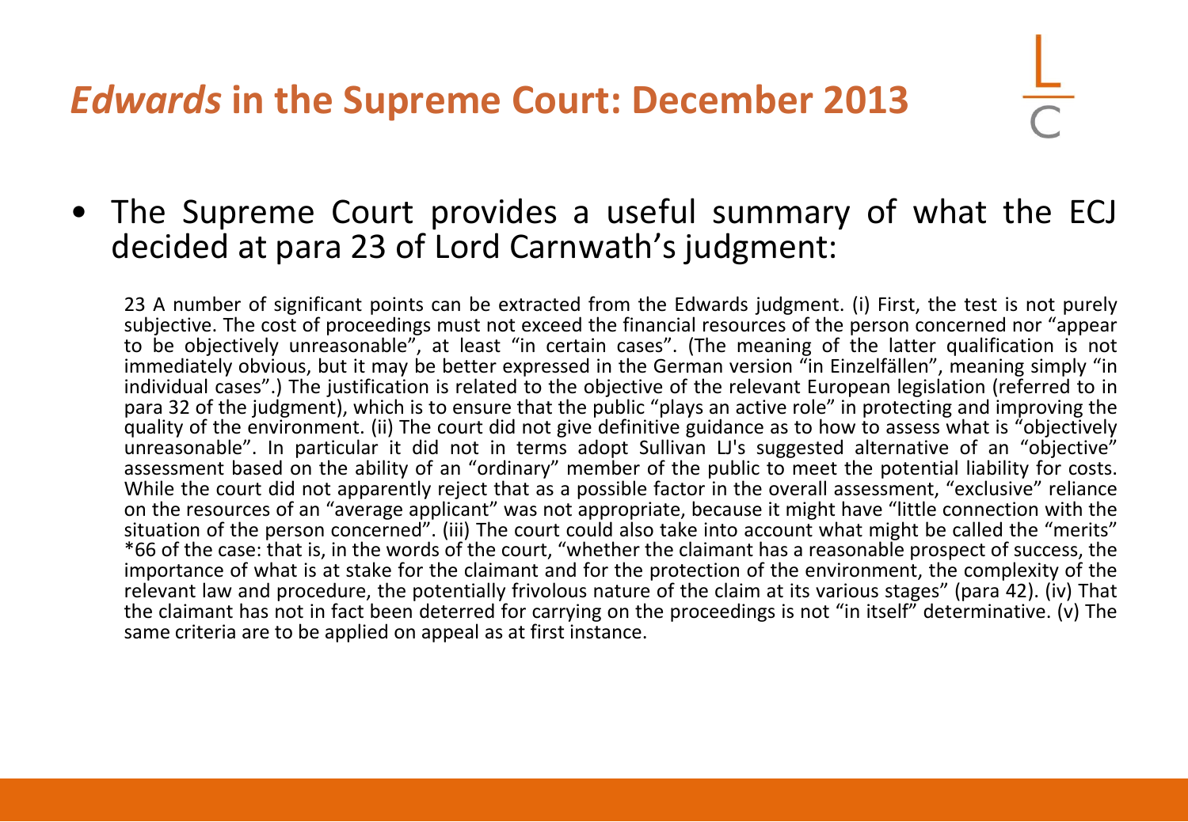# *Edwards* in the Supreme Court: December 2013

- The Supreme Court provides a useful summary of what the ECJ decided at para 23 of Lord Carnwath's judgment:

> 23 A number of significant points can be extracted from the Edwards judgment. (i) First, the test is not purely subjective. The cost of proceedings must not exceed the financial resources of the person concerned nor "appear to be objectively unreasonable", at least "in certain cases". (The meaning of the latter qualification is not immediately obvious, but it may be better expressed in the German version "in Einzelfällen", meaning simply "in individual cases".) The justification is related to the objective of the relevant European legislation (referred to in para 32 of the judgment), which is to ensure that the public "plays an active role" in protecting and improving the quality of the environment. (ii) The court did not give definitive guidance as to how to assess what is "objectively unreasonable". In particular it did not in terms adopt Sullivan LJ's suggested alternative of an "objective" assessment based on the ability of an "ordinary" member of the public to meet the potential liability for costs. While the court did not apparently reject that as a possible factor in the overall assessment, "exclusive" reliance on the resources of an "average applicant" was not appropriate, because it might have "little connection with the situation of the person concerned". (iii) The court could also take into account what might be called the "merits" *66 of the case: that is, in the words of the court, "whether the claimant has a reasonable prospect of success, the importance of what is at stake for the claimant and for the protection of the environment, the complexity of the relevant law and procedure, the potentially frivolous nature of the claim at its various stages" (para 42). (iv) That the claimant has not in fact been deterred for carrying on the proceedings is not "in itself" determinative. (v) The same criteria are to be applied on appeal as at first instance.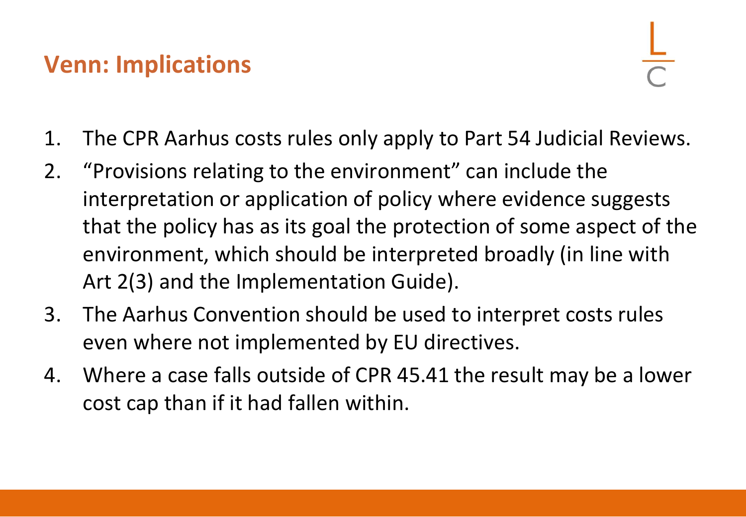## Venn: Implications

1. The CPR Aarhus costs rules only apply to Part 54 Judicial Reviews.
2. "Provisions relating to the environment" can include the interpretation or application of policy where evidence suggests that the policy has as its goal the protection of some aspect of the environment, which should be interpreted broadly (in line with Art 2(3) and the Implementation Guide).
3. The Aarhus Convention should be used to interpret costs rules even where not implemented by EU directives.
4. Where a case falls outside of CPR 45.41 the result may be a lower cost cap than if it had fallen within.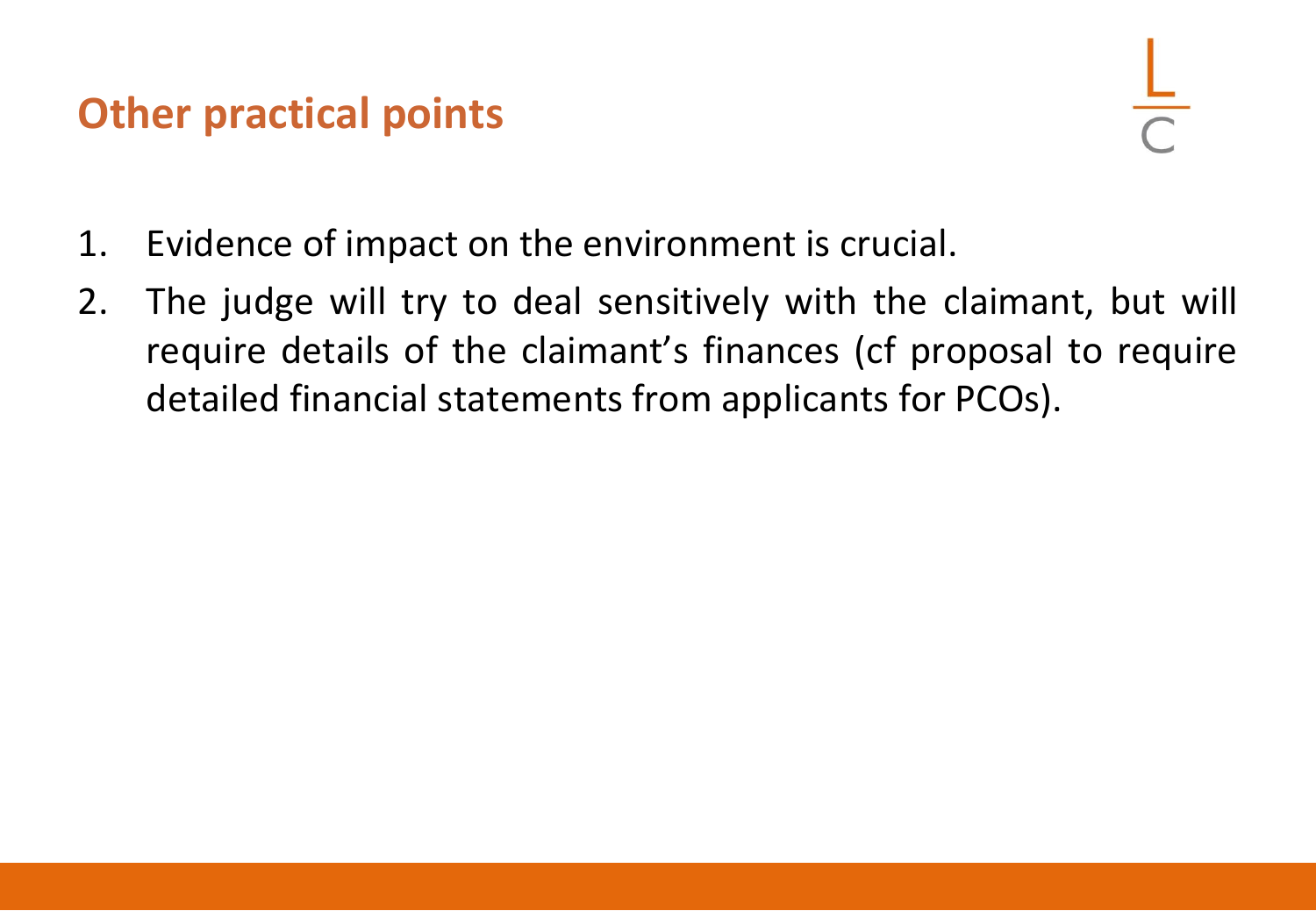## Other practical points

1. Evidence of impact on the environment is crucial.
2. The judge will try to deal sensitively with the claimant, but will require details of the claimant's finances (cf proposal to require detailed financial statements from applicants for PCOs).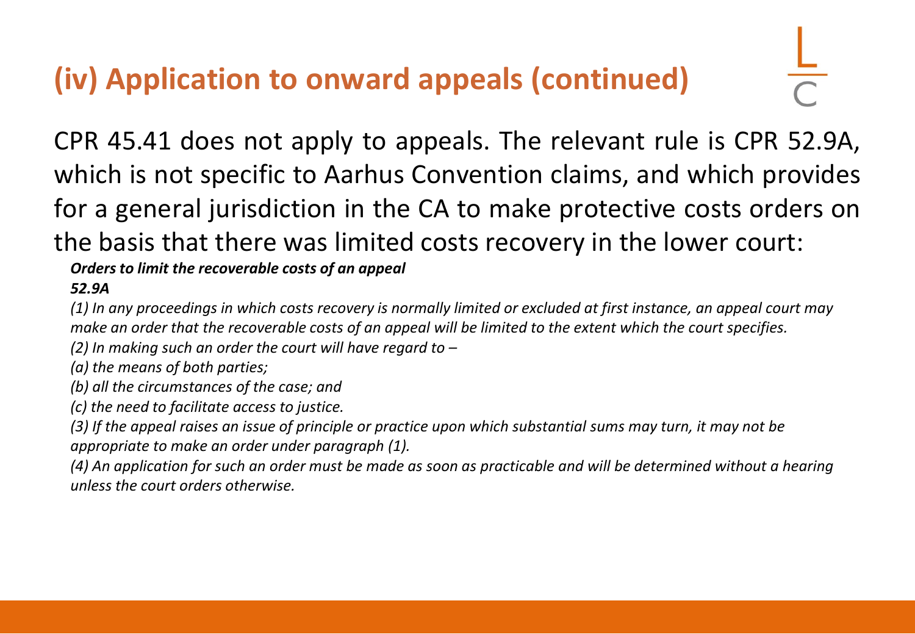# (iv) Application to onward appeals (continued)

CPR 45.41 does not apply to appeals. The relevant rule is CPR 52.9A, which is not specific to Aarhus Convention claims, and which provides for a general jurisdiction in the CA to make protective costs orders on the basis that there was limited costs recovery in the lower court:

***Orders to limit the recoverable costs of an appeal***

***52.9A***

*(1) In any proceedings in which costs recovery is normally limited or excluded at first instance, an appeal court may make an order that the recoverable costs of an appeal will be limited to the extent which the court specifies.*

*(2) In making such an order the court will have regard to –*

*(a) the means of both parties;*

*(b) all the circumstances of the case; and*

*(c) the need to facilitate access to justice.*

*(3) If the appeal raises an issue of principle or practice upon which substantial sums may turn, it may not be appropriate to make an order under paragraph (1).*

*(4) An application for such an order must be made as soon as practicable and will be determined without a hearing unless the court orders otherwise.*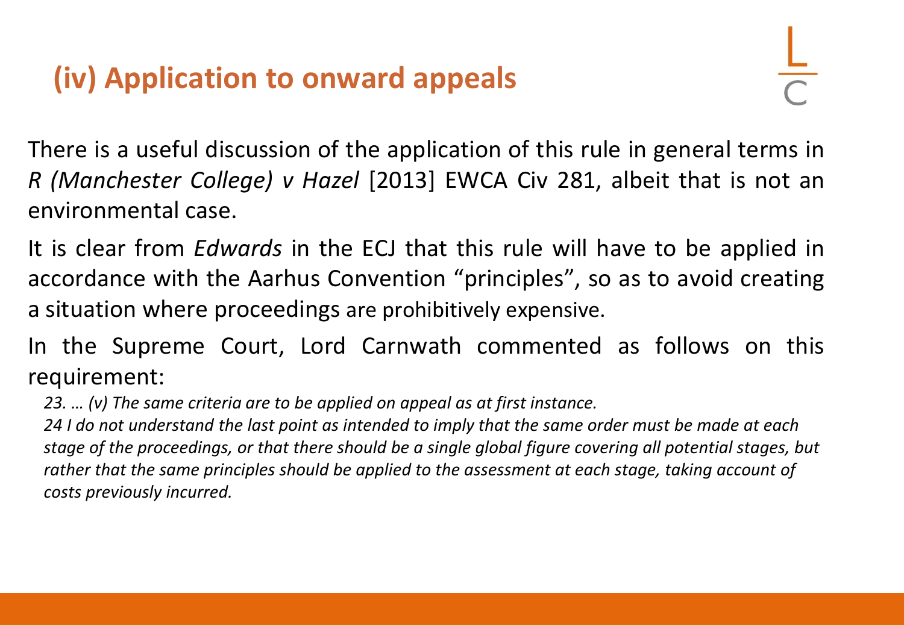## (iv) Application to onward appeals

There is a useful discussion of the application of this rule in general terms in *R (Manchester College) v Hazel* [2013] EWCA Civ 281, albeit that is not an environmental case.

It is clear from *Edwards* in the ECJ that this rule will have to be applied in accordance with the Aarhus Convention "principles", so as to avoid creating a situation where proceedings are prohibitively expensive.

In the Supreme Court, Lord Carnwath commented as follows on this requirement:

*23. … (v) The same criteria are to be applied on appeal as at first instance.*

*24 I do not understand the last point as intended to imply that the same order must be made at each stage of the proceedings, or that there should be a single global figure covering all potential stages, but rather that the same principles should be applied to the assessment at each stage, taking account of costs previously incurred.*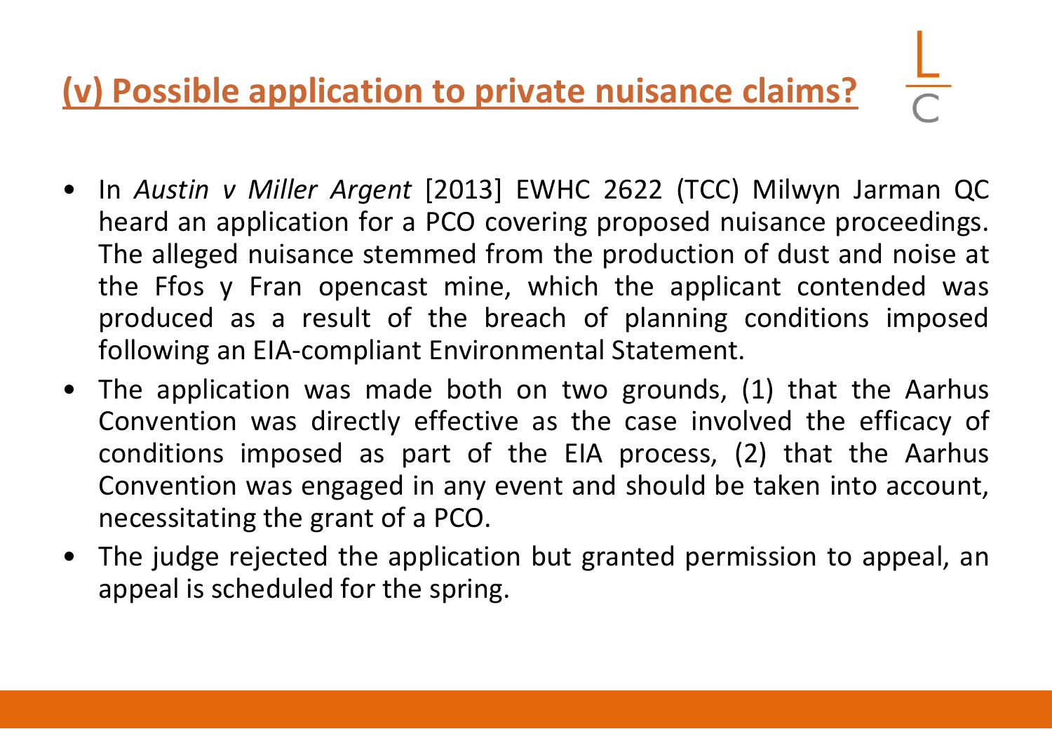## (v) Possible application to private nuisance claims?

- In *Austin v Miller Argent* [2013] EWHC 2622 (TCC) Milwyn Jarman QC heard an application for a PCO covering proposed nuisance proceedings. The alleged nuisance stemmed from the production of dust and noise at the Ffos y Fran opencast mine, which the applicant contended was produced as a result of the breach of planning conditions imposed following an EIA-compliant Environmental Statement.
- The application was made both on two grounds, (1) that the Aarhus Convention was directly effective as the case involved the efficacy of conditions imposed as part of the EIA process, (2) that the Aarhus Convention was engaged in any event and should be taken into account, necessitating the grant of a PCO.
- The judge rejected the application but granted permission to appeal, an appeal is scheduled for the spring.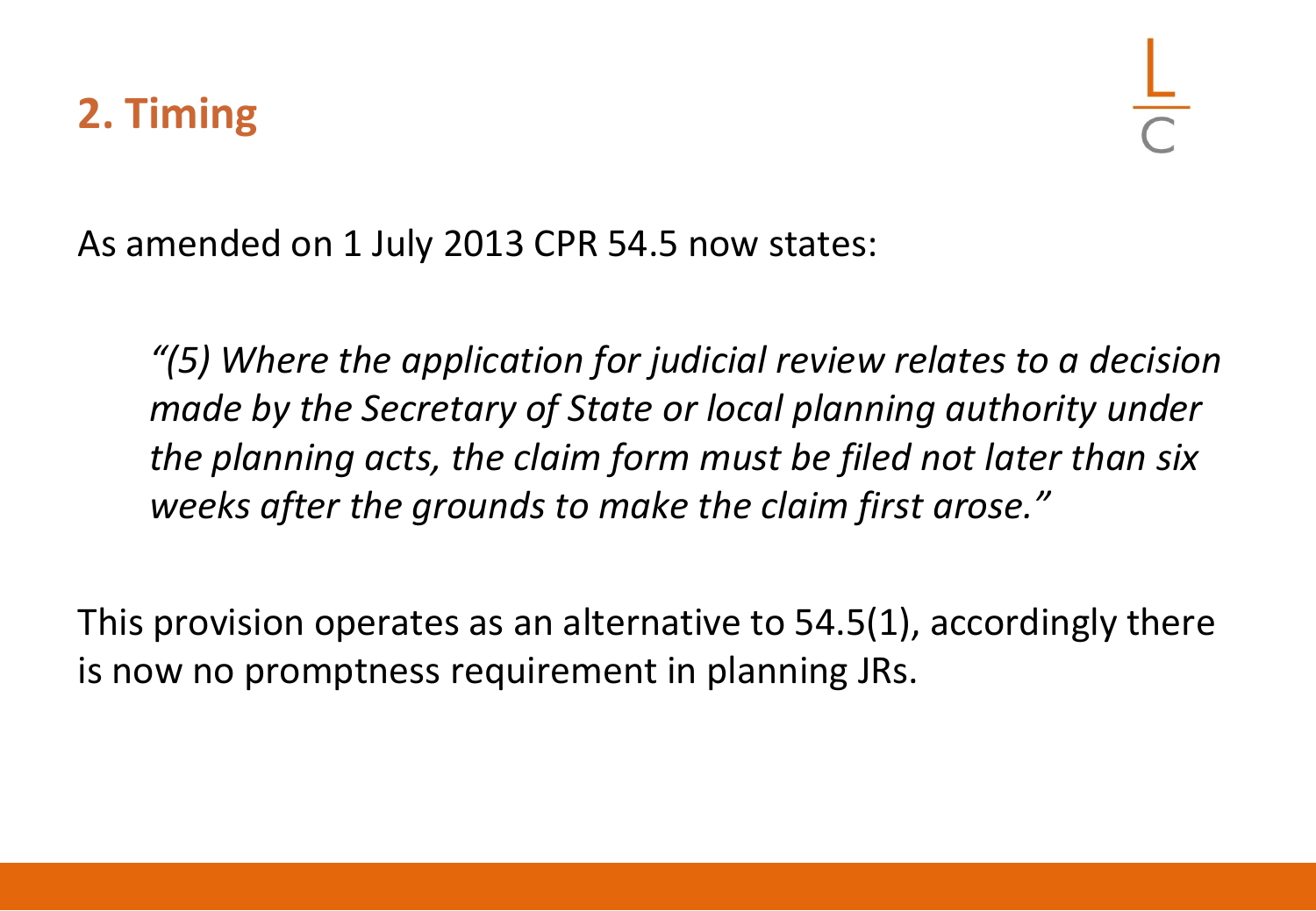## 2. Timing

As amended on 1 July 2013 CPR 54.5 now states:

> *"(5) Where the application for judicial review relates to a decision made by the Secretary of State or local planning authority under the planning acts, the claim form must be filed not later than six weeks after the grounds to make the claim first arose."*

This provision operates as an alternative to 54.5(1), accordingly there is now no promptness requirement in planning JRs.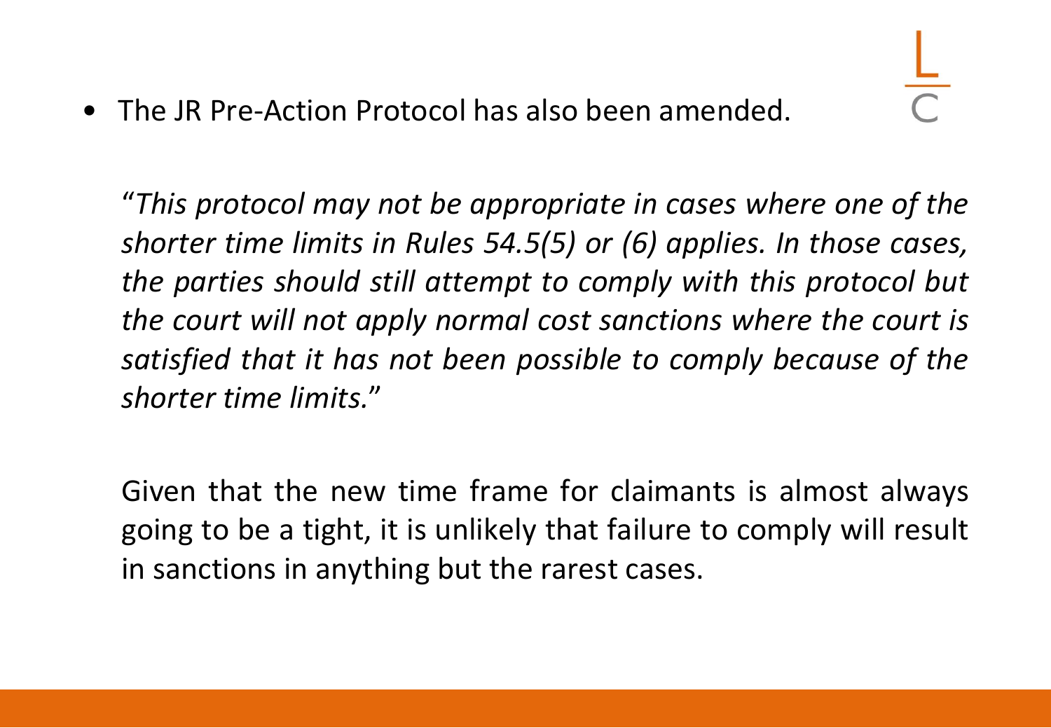- The JR Pre-Action Protocol has also been amended.

  "*This protocol may not be appropriate in cases where one of the shorter time limits in Rules 54.5(5) or (6) applies. In those cases, the parties should still attempt to comply with this protocol but the court will not apply normal cost sanctions where the court is satisfied that it has not been possible to comply because of the shorter time limits.*"

  Given that the new time frame for claimants is almost always going to be a tight, it is unlikely that failure to comply will result in sanctions in anything but the rarest cases.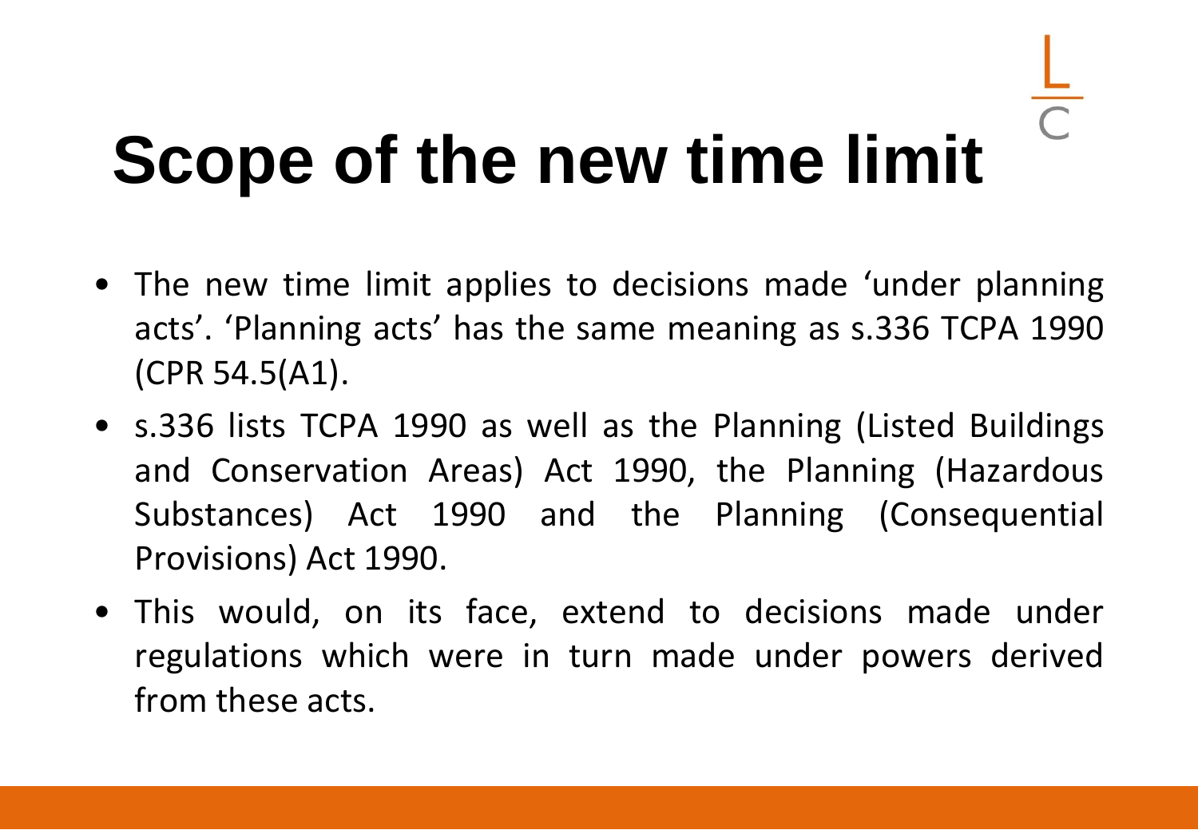# Scope of the new time limit

- The new time limit applies to decisions made 'under planning acts'. 'Planning acts' has the same meaning as s.336 TCPA 1990 (CPR 54.5(A1).
- s.336 lists TCPA 1990 as well as the Planning (Listed Buildings and Conservation Areas) Act 1990, the Planning (Hazardous Substances) Act 1990 and the Planning (Consequential Provisions) Act 1990.
- This would, on its face, extend to decisions made under regulations which were in turn made under powers derived from these acts.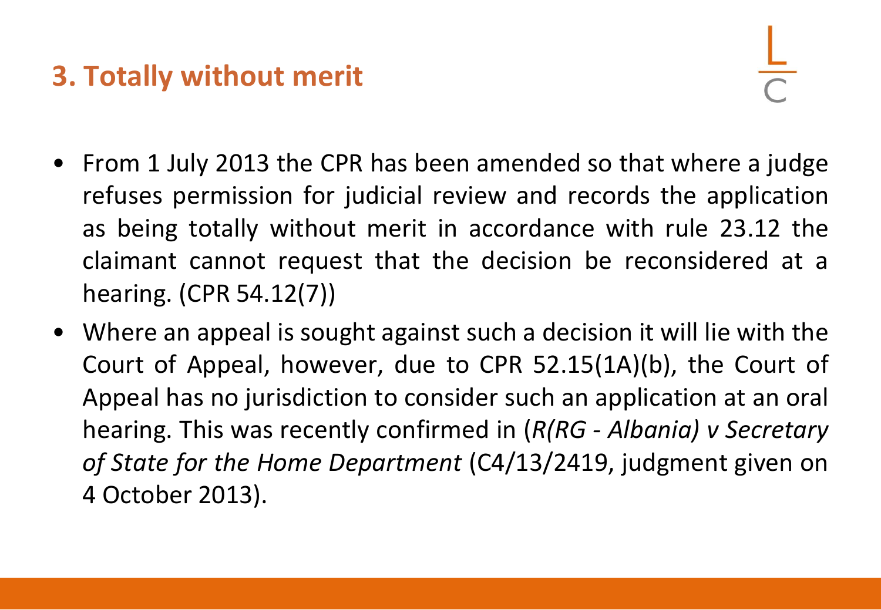## 3. Totally without merit

- From 1 July 2013 the CPR has been amended so that where a judge refuses permission for judicial review and records the application as being totally without merit in accordance with rule 23.12 the claimant cannot request that the decision be reconsidered at a hearing. (CPR 54.12(7))
- Where an appeal is sought against such a decision it will lie with the Court of Appeal, however, due to CPR 52.15(1A)(b), the Court of Appeal has no jurisdiction to consider such an application at an oral hearing. This was recently confirmed in (*R(RG - Albania) v Secretary of State for the Home Department* (C4/13/2419, judgment given on 4 October 2013).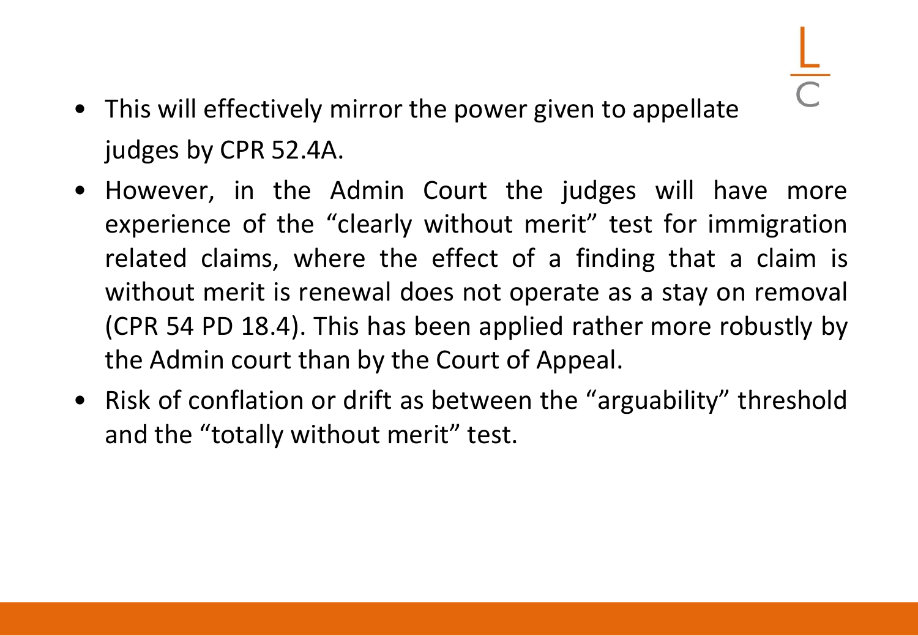- This will effectively mirror the power given to appellate judges by CPR 52.4A.
- However, in the Admin Court the judges will have more experience of the "clearly without merit" test for immigration related claims, where the effect of a finding that a claim is without merit is renewal does not operate as a stay on removal (CPR 54 PD 18.4). This has been applied rather more robustly by the Admin court than by the Court of Appeal.
- Risk of conflation or drift as between the "arguability" threshold and the "totally without merit" test.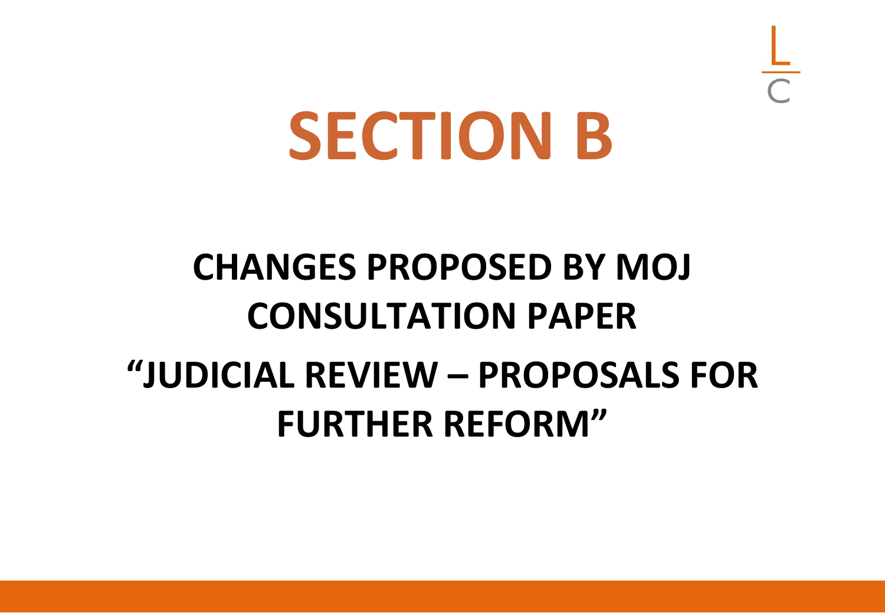# SECTION B

## CHANGES PROPOSED BY MOJ CONSULTATION PAPER

## “JUDICIAL REVIEW – PROPOSALS FOR FURTHER REFORM”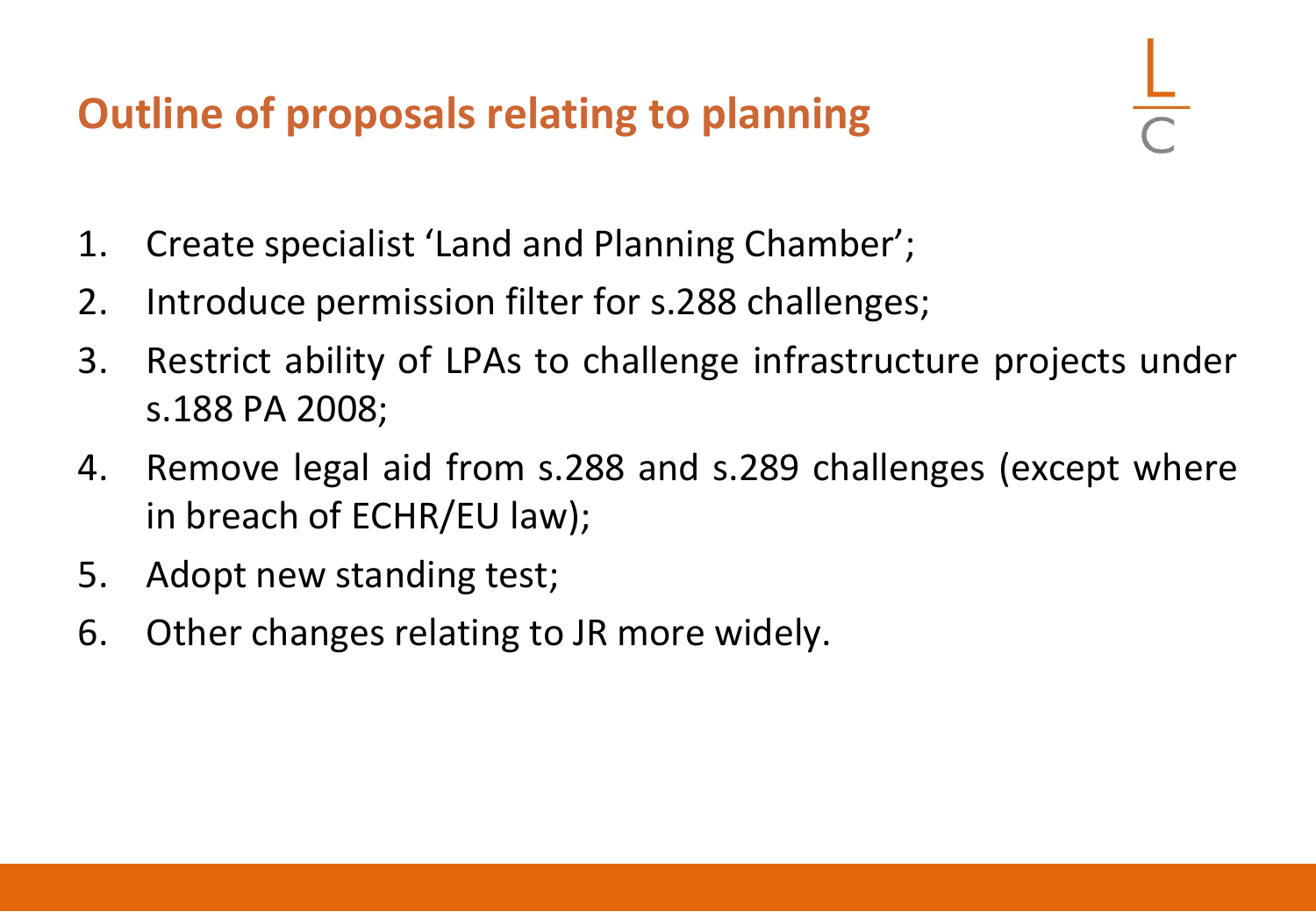## Outline of proposals relating to planning

1. Create specialist ‘Land and Planning Chamber’;
2. Introduce permission filter for s.288 challenges;
3. Restrict ability of LPAs to challenge infrastructure projects under s.188 PA 2008;
4. Remove legal aid from s.288 and s.289 challenges (except where in breach of ECHR/EU law);
5. Adopt new standing test;
6. Other changes relating to JR more widely.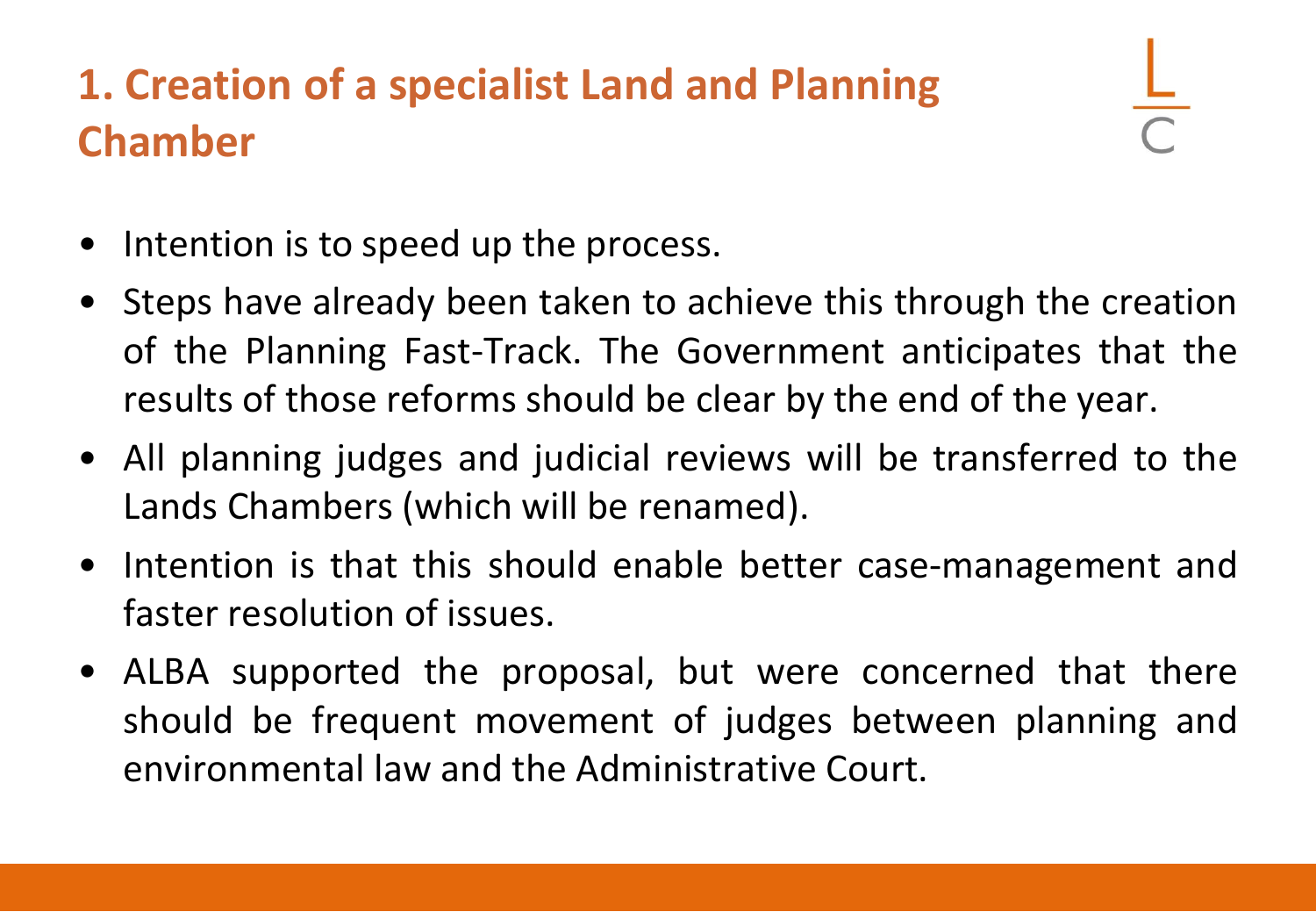# 1. Creation of a specialist Land and Planning Chamber

- Intention is to speed up the process.
- Steps have already been taken to achieve this through the creation of the Planning Fast-Track. The Government anticipates that the results of those reforms should be clear by the end of the year.
- All planning judges and judicial reviews will be transferred to the Lands Chambers (which will be renamed).
- Intention is that this should enable better case-management and faster resolution of issues.
- ALBA supported the proposal, but were concerned that there should be frequent movement of judges between planning and environmental law and the Administrative Court.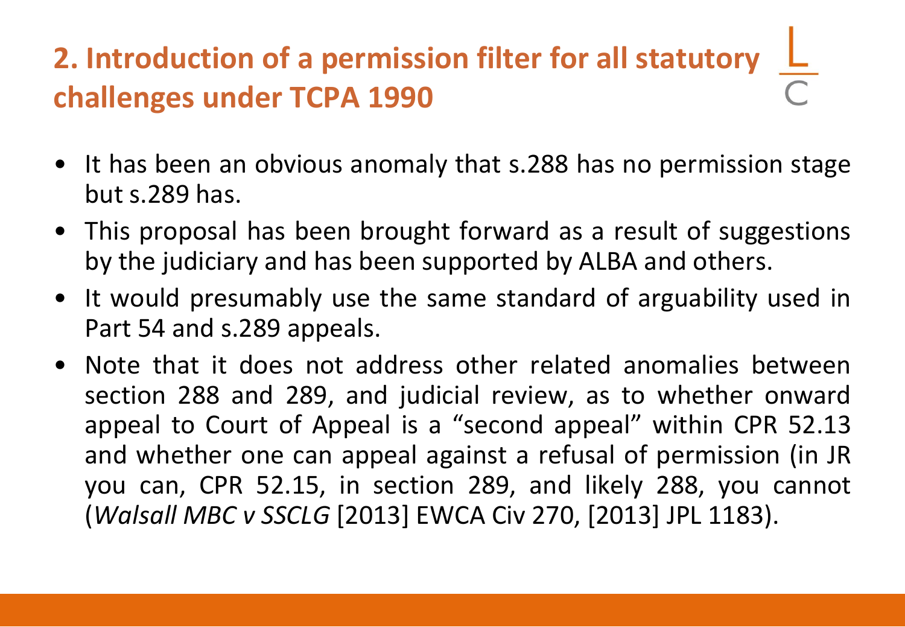## 2. Introduction of a permission filter for all statutory challenges under TCPA 1990

- It has been an obvious anomaly that s.288 has no permission stage but s.289 has.
- This proposal has been brought forward as a result of suggestions by the judiciary and has been supported by ALBA and others.
- It would presumably use the same standard of arguability used in Part 54 and s.289 appeals.
- Note that it does not address other related anomalies between section 288 and 289, and judicial review, as to whether onward appeal to Court of Appeal is a "second appeal" within CPR 52.13 and whether one can appeal against a refusal of permission (in JR you can, CPR 52.15, in section 289, and likely 288, you cannot (*Walsall MBC v SSCLG* [2013] EWCA Civ 270, [2013] JPL 1183).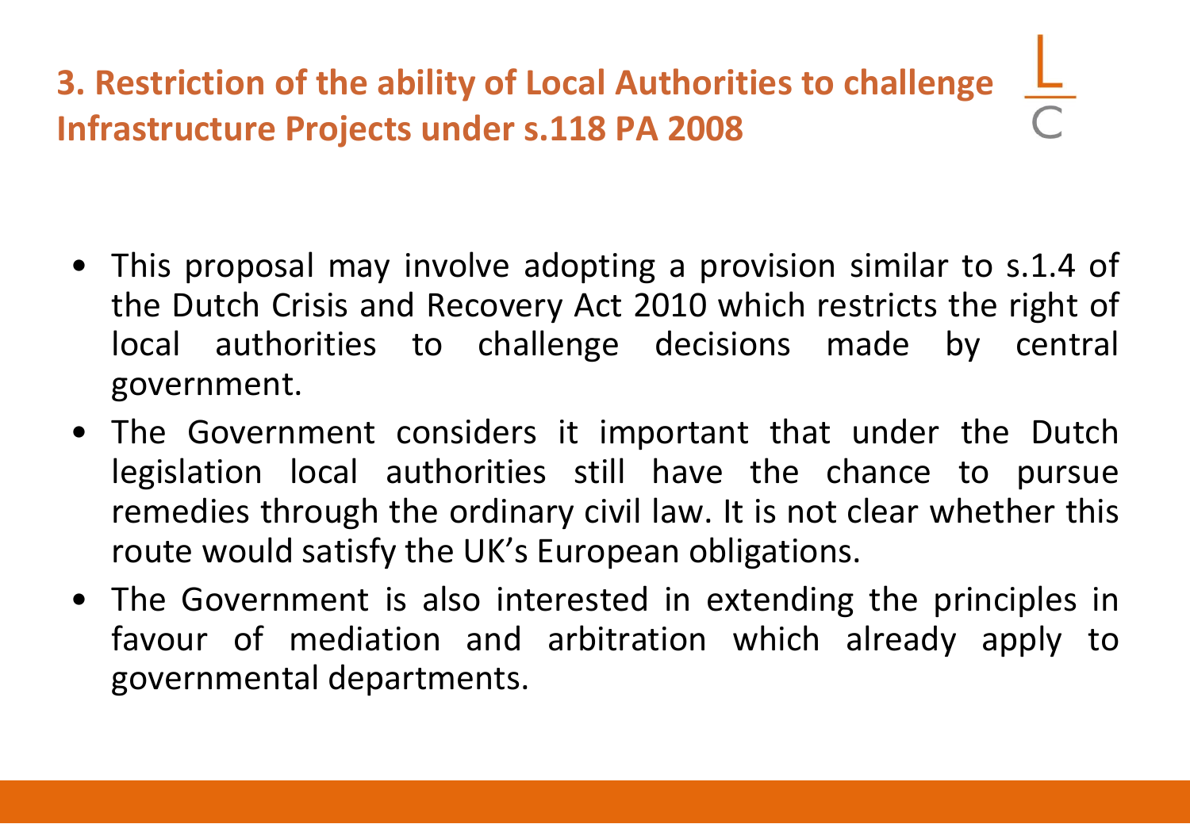## 3. Restriction of the ability of Local Authorities to challenge Infrastructure Projects under s.118 PA 2008

- This proposal may involve adopting a provision similar to s.1.4 of the Dutch Crisis and Recovery Act 2010 which restricts the right of local authorities to challenge decisions made by central government.
- The Government considers it important that under the Dutch legislation local authorities still have the chance to pursue remedies through the ordinary civil law. It is not clear whether this route would satisfy the UK's European obligations.
- The Government is also interested in extending the principles in favour of mediation and arbitration which already apply to governmental departments.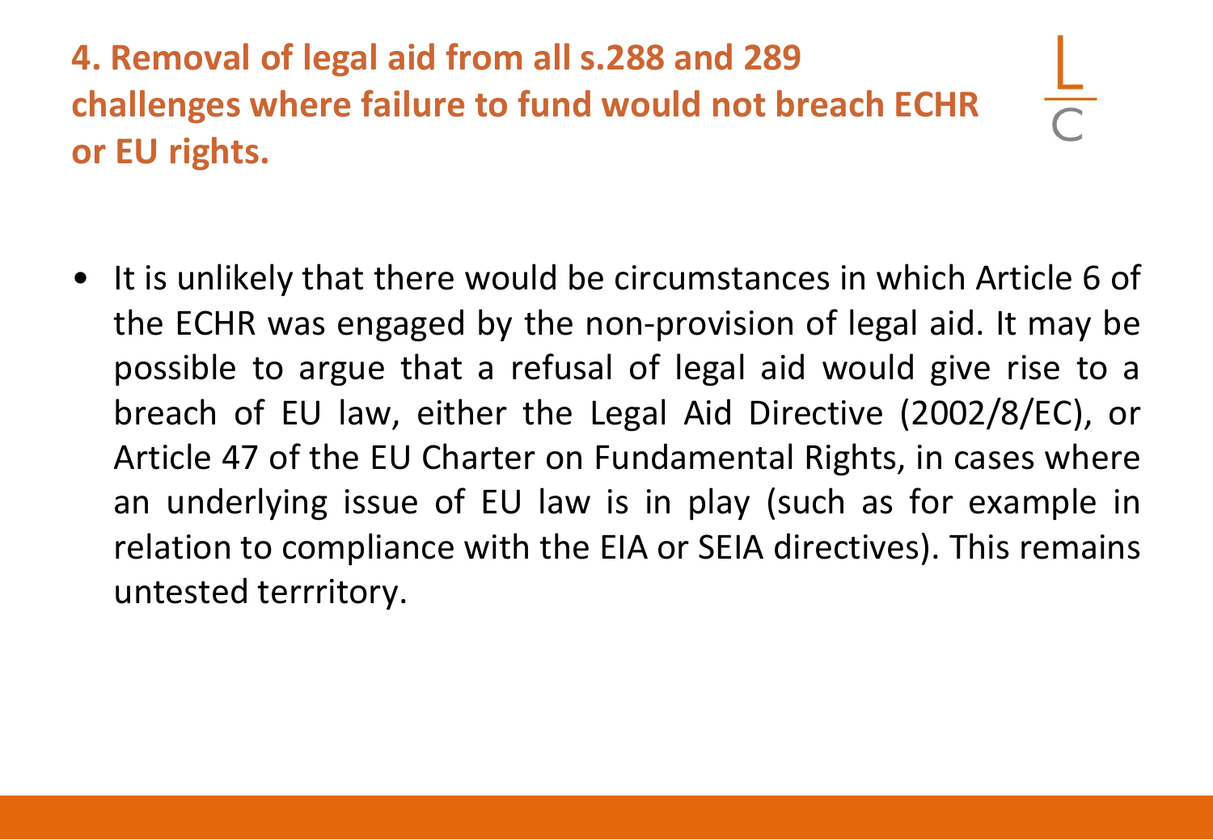# 4. Removal of legal aid from all s.288 and 289 challenges where failure to fund would not breach ECHR or EU rights.

- It is unlikely that there would be circumstances in which Article 6 of the ECHR was engaged by the non-provision of legal aid. It may be possible to argue that a refusal of legal aid would give rise to a breach of EU law, either the Legal Aid Directive (2002/8/EC), or Article 47 of the EU Charter on Fundamental Rights, in cases where an underlying issue of EU law is in play (such as for example in relation to compliance with the EIA or SEIA directives). This remains untested terrritory.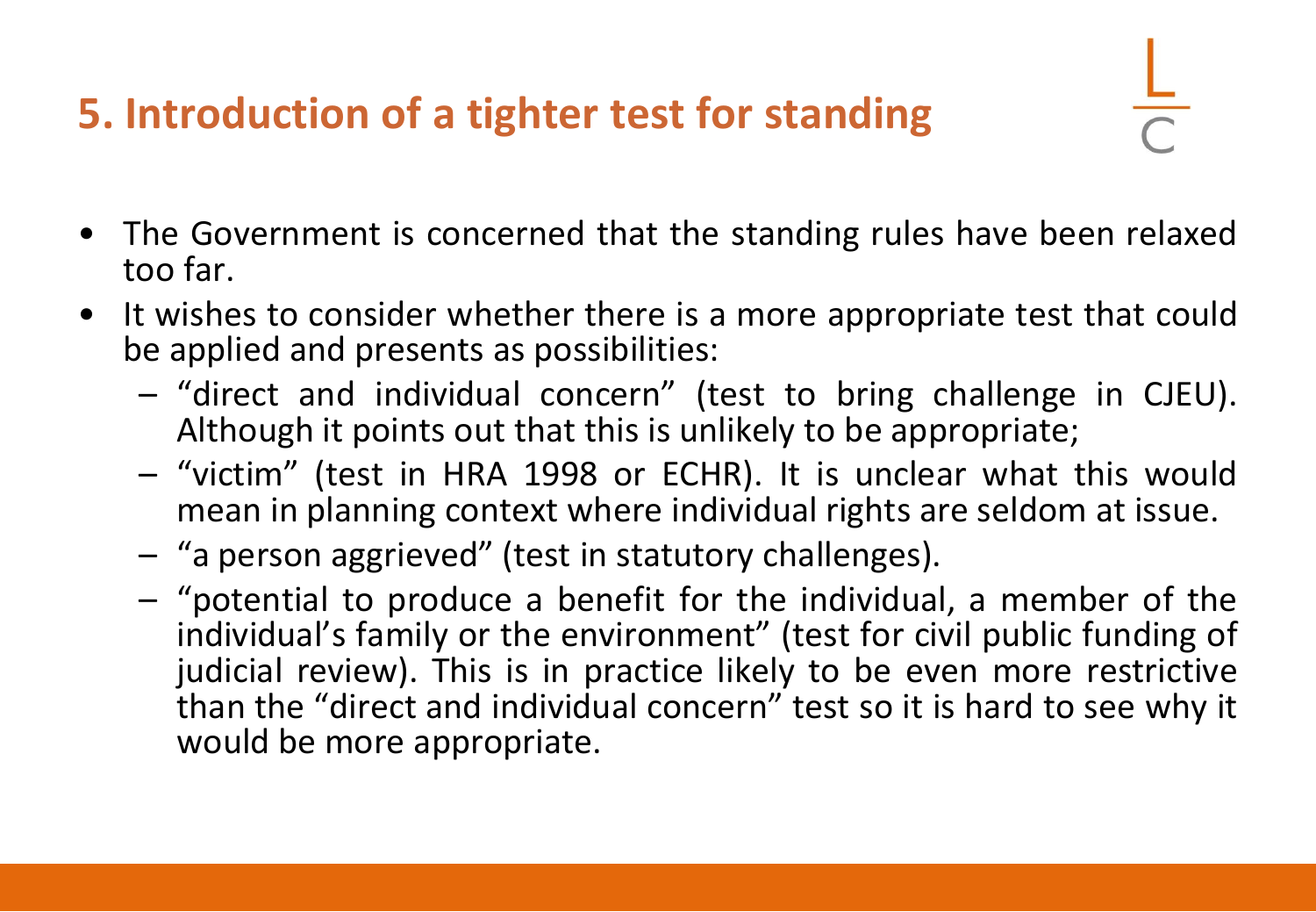## 5. Introduction of a tighter test for standing

- The Government is concerned that the standing rules have been relaxed too far.
- It wishes to consider whether there is a more appropriate test that could be applied and presents as possibilities:
  - "direct and individual concern" (test to bring challenge in CJEU). Although it points out that this is unlikely to be appropriate;
  - "victim" (test in HRA 1998 or ECHR). It is unclear what this would mean in planning context where individual rights are seldom at issue.
  - "a person aggrieved" (test in statutory challenges).
  - "potential to produce a benefit for the individual, a member of the individual's family or the environment" (test for civil public funding of judicial review). This is in practice likely to be even more restrictive than the "direct and individual concern" test so it is hard to see why it would be more appropriate.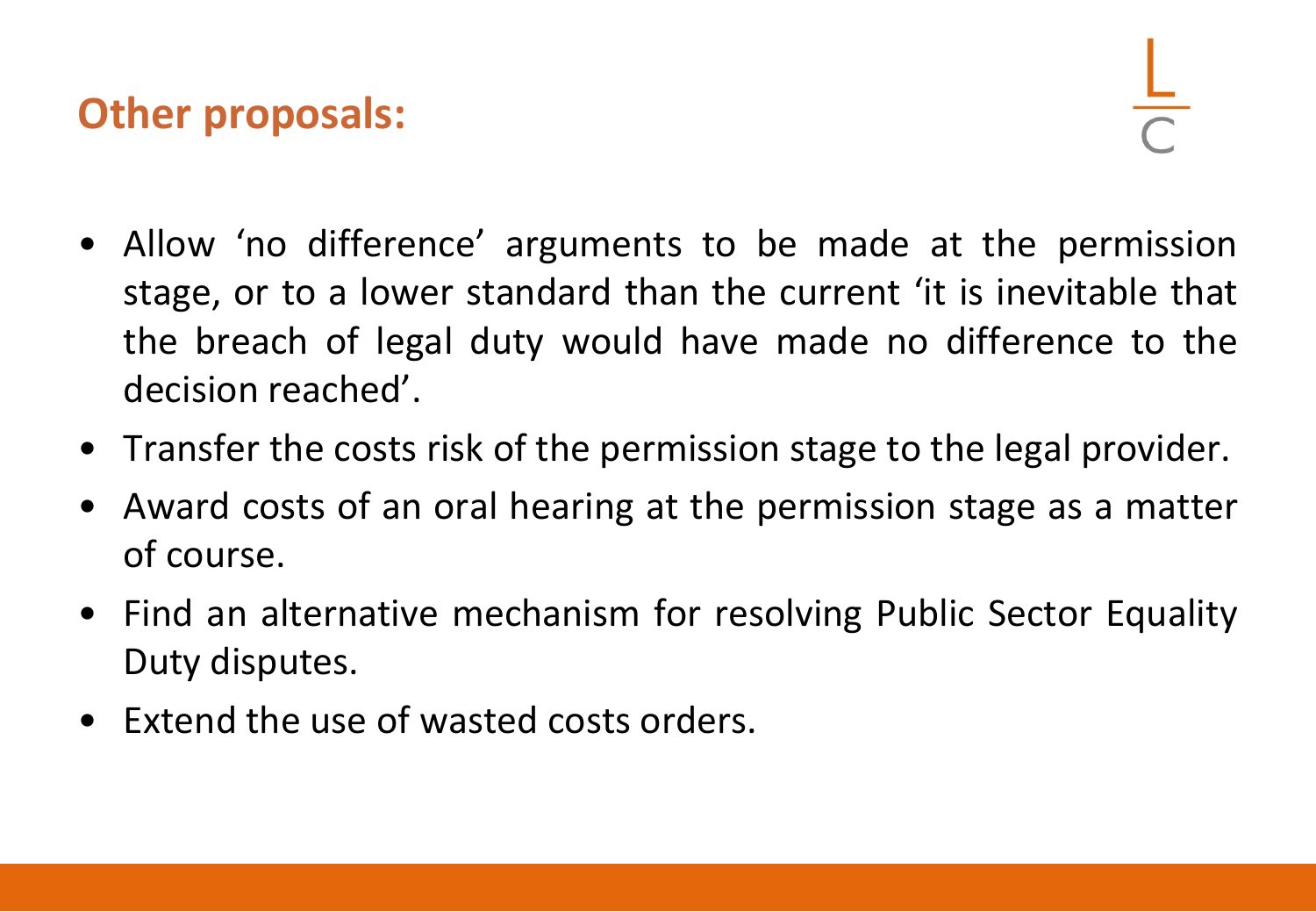## Other proposals:

- Allow 'no difference' arguments to be made at the permission stage, or to a lower standard than the current 'it is inevitable that the breach of legal duty would have made no difference to the decision reached'.
- Transfer the costs risk of the permission stage to the legal provider.
- Award costs of an oral hearing at the permission stage as a matter of course.
- Find an alternative mechanism for resolving Public Sector Equality Duty disputes.
- Extend the use of wasted costs orders.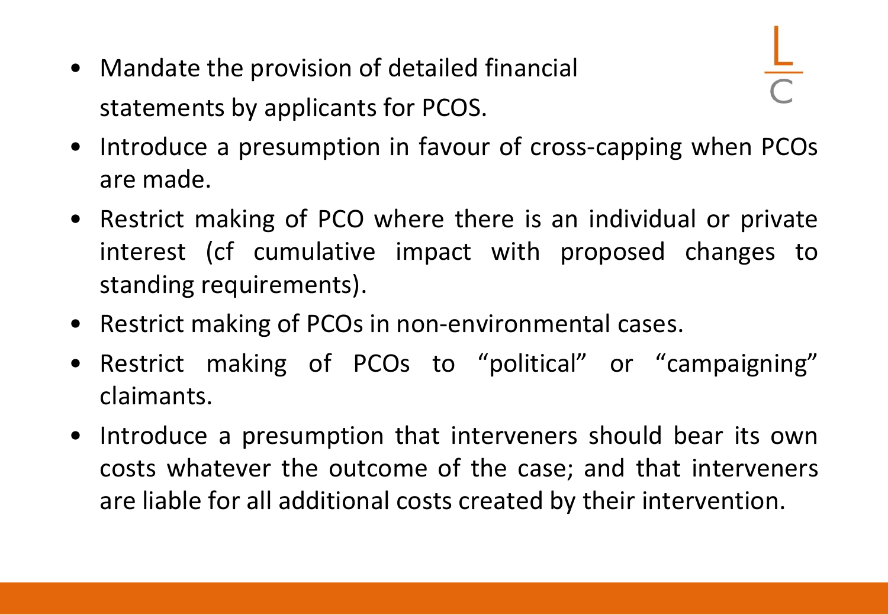- Mandate the provision of detailed financial statements by applicants for PCOS.
- Introduce a presumption in favour of cross-capping when PCOs are made.
- Restrict making of PCO where there is an individual or private interest (cf cumulative impact with proposed changes to standing requirements).
- Restrict making of PCOs in non-environmental cases.
- Restrict making of PCOs to "political" or "campaigning" claimants.
- Introduce a presumption that interveners should bear its own costs whatever the outcome of the case; and that interveners are liable for all additional costs created by their intervention.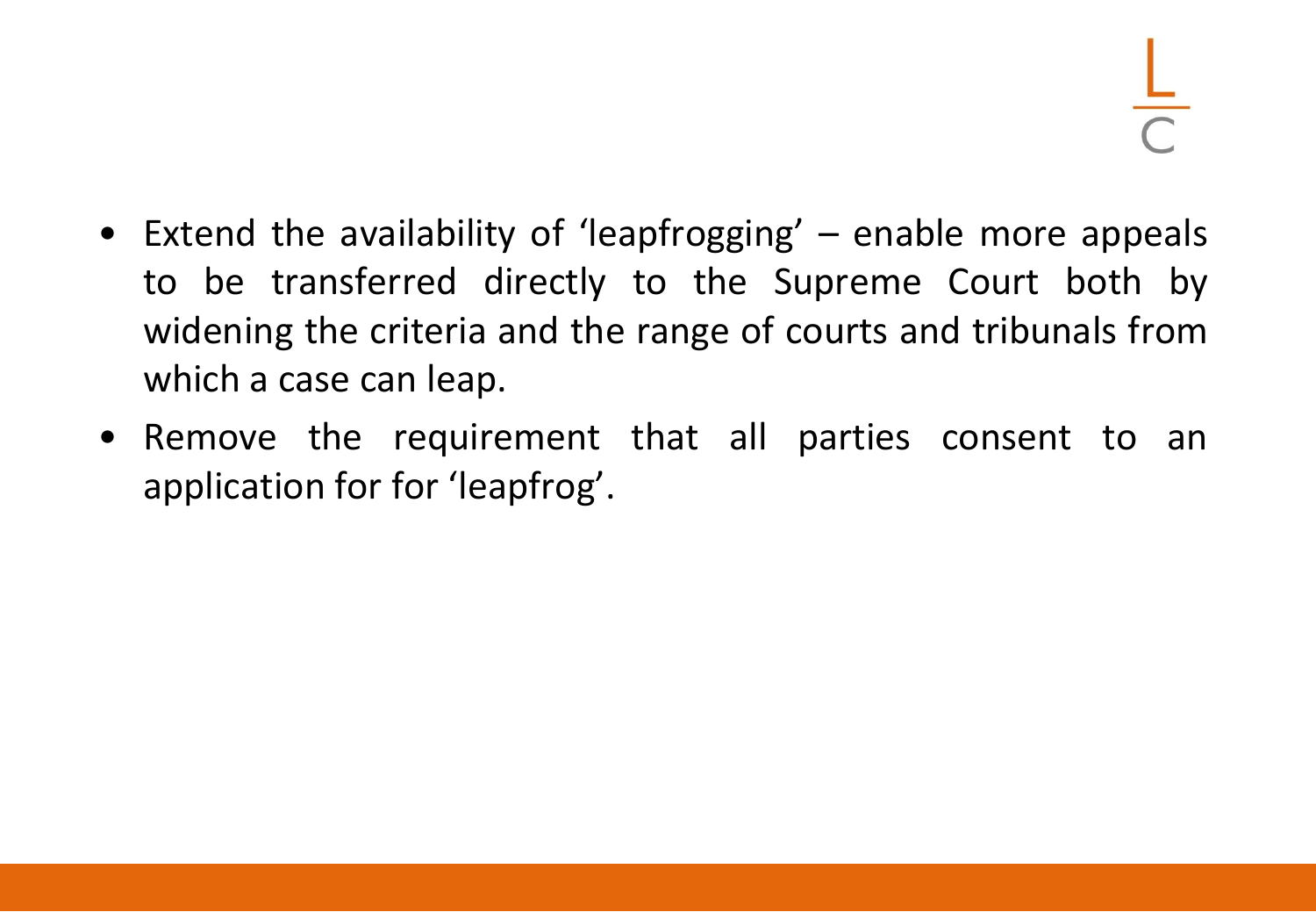- Extend the availability of ‘leapfrogging’ – enable more appeals to be transferred directly to the Supreme Court both by widening the criteria and the range of courts and tribunals from which a case can leap.
- Remove the requirement that all parties consent to an application for for ‘leapfrog’.